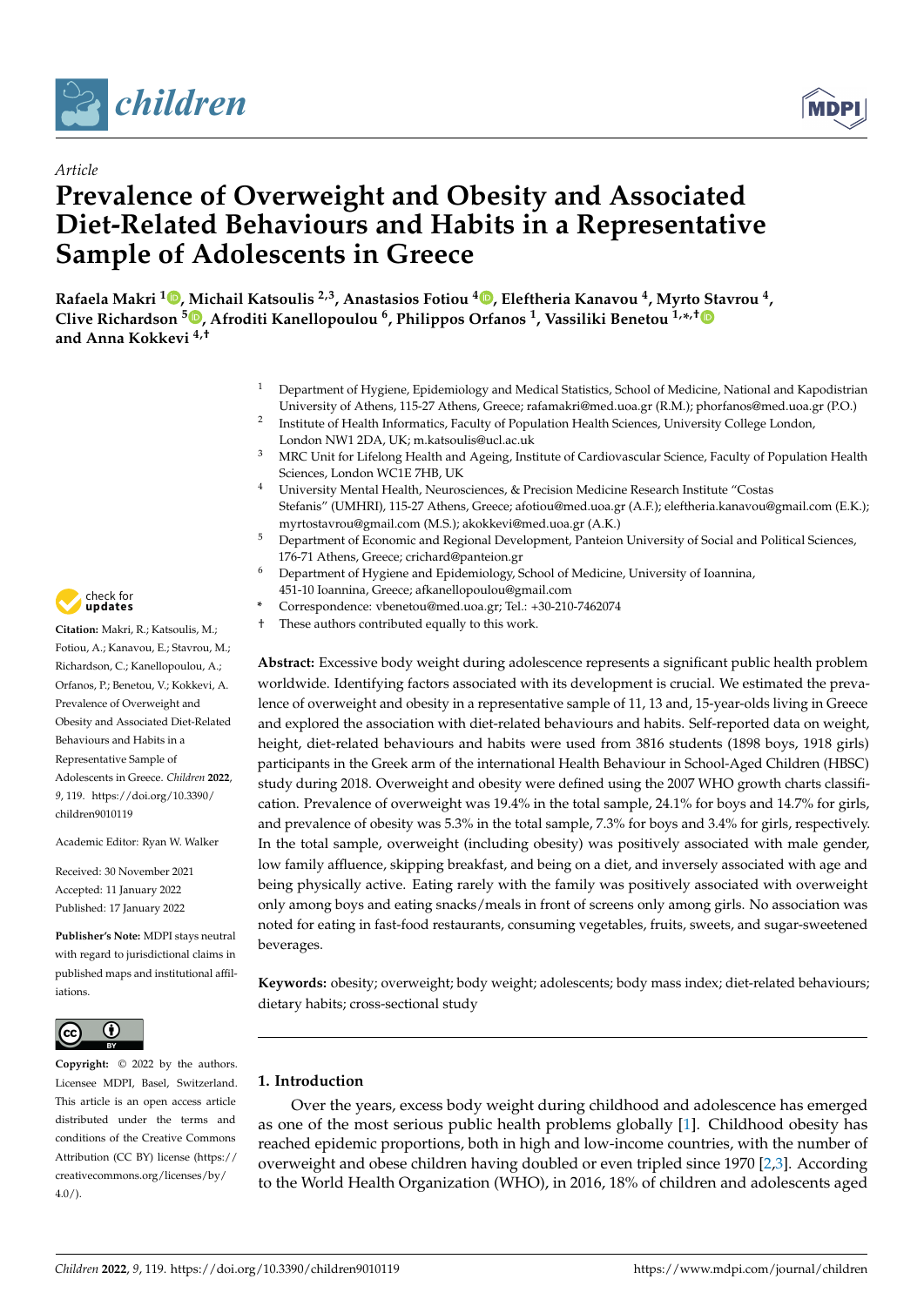*Article*

# Prevalence of Overweight and Obesity and Associated Diet-Related Behaviours and Habits in a Representative Sample of Adolescents in Greece

**Rafaela Makri [1], Michail Katsoulis [2,3], Anastasios Fotiou [4], Eleftheria Kanavou [4], Myrto Stavrou [4], Clive Richardson [5], Afroditi Kanellopoulou [6], Philippos Orfanos [1], Vassiliki Benetou [1,*,†] and Anna Kokkevi [4,†]**

1 Department of Hygiene, Epidemiology and Medical Statistics, School of Medicine, National and Kapodistrian University of Athens, 115-27 Athens, Greece; rafamakri@med.uoa.gr (R.M.); phorfanos@med.uoa.gr (P.O.)
2 Institute of Health Informatics, Faculty of Population Health Sciences, University College London, London NW1 2DA, UK; m.katsoulis@ucl.ac.uk
3 MRC Unit for Lifelong Health and Ageing, Institute of Cardiovascular Science, Faculty of Population Health Sciences, London WC1E 7HB, UK
4 University Mental Health, Neurosciences, & Precision Medicine Research Institute "Costas Stefanis" (UMHRI), 115-27 Athens, Greece; afotiou@med.uoa.gr (A.F.); eleftheria.kanavou@gmail.com (E.K.); myrtostavrou@gmail.com (M.S.); akokkevi@med.uoa.gr (A.K.)
5 Department of Economic and Regional Development, Panteion University of Social and Political Sciences, 176-71 Athens, Greece; crichard@panteion.gr
6 Department of Hygiene and Epidemiology, School of Medicine, University of Ioannina, 451-10 Ioannina, Greece; afkanellopoulou@gmail.com
\* Correspondence: vbenetou@med.uoa.gr; Tel.: +30-210-7462074
† These authors contributed equally to this work.

**Citation:** Makri, R.; Katsoulis, M.; Fotiou, A.; Kanavou, E.; Stavrou, M.; Richardson, C.; Kanellopoulou, A.; Orfanos, P.; Benetou, V.; Kokkevi, A. Prevalence of Overweight and Obesity and Associated Diet-Related Behaviours and Habits in a Representative Sample of Adolescents in Greece. *Children* **2022**, *9*, 119. https://doi.org/10.3390/children9010119

Academic Editor: Ryan W. Walker

Received: 30 November 2021
Accepted: 11 January 2022
Published: 17 January 2022

**Publisher's Note:** MDPI stays neutral with regard to jurisdictional claims in published maps and institutional affiliations.

**Copyright:** © 2022 by the authors. Licensee MDPI, Basel, Switzerland. This article is an open access article distributed under the terms and conditions of the Creative Commons Attribution (CC BY) license (https://creativecommons.org/licenses/by/4.0/).

**Abstract:** Excessive body weight during adolescence represents a significant public health problem worldwide. Identifying factors associated with its development is crucial. We estimated the prevalence of overweight and obesity in a representative sample of 11, 13 and, 15-year-olds living in Greece and explored the association with diet-related behaviours and habits. Self-reported data on weight, height, diet-related behaviours and habits were used from 3816 students (1898 boys, 1918 girls) participants in the Greek arm of the international Health Behaviour in School-Aged Children (HBSC) study during 2018. Overweight and obesity were defined using the 2007 WHO growth charts classification. Prevalence of overweight was 19.4% in the total sample, 24.1% for boys and 14.7% for girls, and prevalence of obesity was 5.3% in the total sample, 7.3% for boys and 3.4% for girls, respectively. In the total sample, overweight (including obesity) was positively associated with male gender, low family affluence, skipping breakfast, and being on a diet, and inversely associated with age and being physically active. Eating rarely with the family was positively associated with overweight only among boys and eating snacks/meals in front of screens only among girls. No association was noted for eating in fast-food restaurants, consuming vegetables, fruits, sweets, and sugar-sweetened beverages.

**Keywords:** obesity; overweight; body weight; adolescents; body mass index; diet-related behaviours; dietary habits; cross-sectional study

## 1. Introduction

Over the years, excess body weight during childhood and adolescence has emerged as one of the most serious public health problems globally [1]. Childhood obesity has reached epidemic proportions, both in high and low-income countries, with the number of overweight and obese children having doubled or even tripled since 1970 [2,3]. According to the World Health Organization (WHO), in 2016, 18% of children and adolescents aged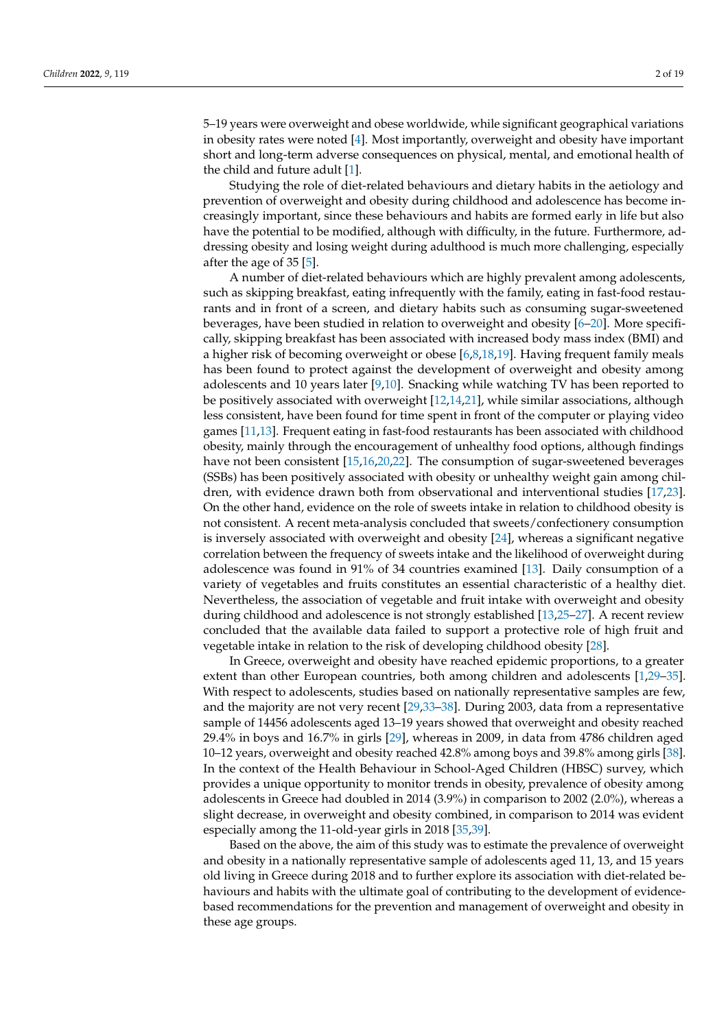5–19 years were overweight and obese worldwide, while significant geographical variations in obesity rates were noted [4]. Most importantly, overweight and obesity have important short and long-term adverse consequences on physical, mental, and emotional health of the child and future adult [1].

Studying the role of diet-related behaviours and dietary habits in the aetiology and prevention of overweight and obesity during childhood and adolescence has become increasingly important, since these behaviours and habits are formed early in life but also have the potential to be modified, although with difficulty, in the future. Furthermore, addressing obesity and losing weight during adulthood is much more challenging, especially after the age of 35 [5].

A number of diet-related behaviours which are highly prevalent among adolescents, such as skipping breakfast, eating infrequently with the family, eating in fast-food restaurants and in front of a screen, and dietary habits such as consuming sugar-sweetened beverages, have been studied in relation to overweight and obesity [6–20]. More specifically, skipping breakfast has been associated with increased body mass index (BMI) and a higher risk of becoming overweight or obese [6,8,18,19]. Having frequent family meals has been found to protect against the development of overweight and obesity among adolescents and 10 years later [9,10]. Snacking while watching TV has been reported to be positively associated with overweight [12,14,21], while similar associations, although less consistent, have been found for time spent in front of the computer or playing video games [11,13]. Frequent eating in fast-food restaurants has been associated with childhood obesity, mainly through the encouragement of unhealthy food options, although findings have not been consistent [15,16,20,22]. The consumption of sugar-sweetened beverages (SSBs) has been positively associated with obesity or unhealthy weight gain among children, with evidence drawn both from observational and interventional studies [17,23]. On the other hand, evidence on the role of sweets intake in relation to childhood obesity is not consistent. A recent meta-analysis concluded that sweets/confectionery consumption is inversely associated with overweight and obesity [24], whereas a significant negative correlation between the frequency of sweets intake and the likelihood of overweight during adolescence was found in 91% of 34 countries examined [13]. Daily consumption of a variety of vegetables and fruits constitutes an essential characteristic of a healthy diet. Nevertheless, the association of vegetable and fruit intake with overweight and obesity during childhood and adolescence is not strongly established [13,25–27]. A recent review concluded that the available data failed to support a protective role of high fruit and vegetable intake in relation to the risk of developing childhood obesity [28].

In Greece, overweight and obesity have reached epidemic proportions, to a greater extent than other European countries, both among children and adolescents [1,29–35]. With respect to adolescents, studies based on nationally representative samples are few, and the majority are not very recent [29,33–38]. During 2003, data from a representative sample of 14456 adolescents aged 13–19 years showed that overweight and obesity reached 29.4% in boys and 16.7% in girls [29], whereas in 2009, in data from 4786 children aged 10–12 years, overweight and obesity reached 42.8% among boys and 39.8% among girls [38]. In the context of the Health Behaviour in School-Aged Children (HBSC) survey, which provides a unique opportunity to monitor trends in obesity, prevalence of obesity among adolescents in Greece had doubled in 2014 (3.9%) in comparison to 2002 (2.0%), whereas a slight decrease, in overweight and obesity combined, in comparison to 2014 was evident especially among the 11-old-year girls in 2018 [35,39].

Based on the above, the aim of this study was to estimate the prevalence of overweight and obesity in a nationally representative sample of adolescents aged 11, 13, and 15 years old living in Greece during 2018 and to further explore its association with diet-related behaviours and habits with the ultimate goal of contributing to the development of evidence-based recommendations for the prevention and management of overweight and obesity in these age groups.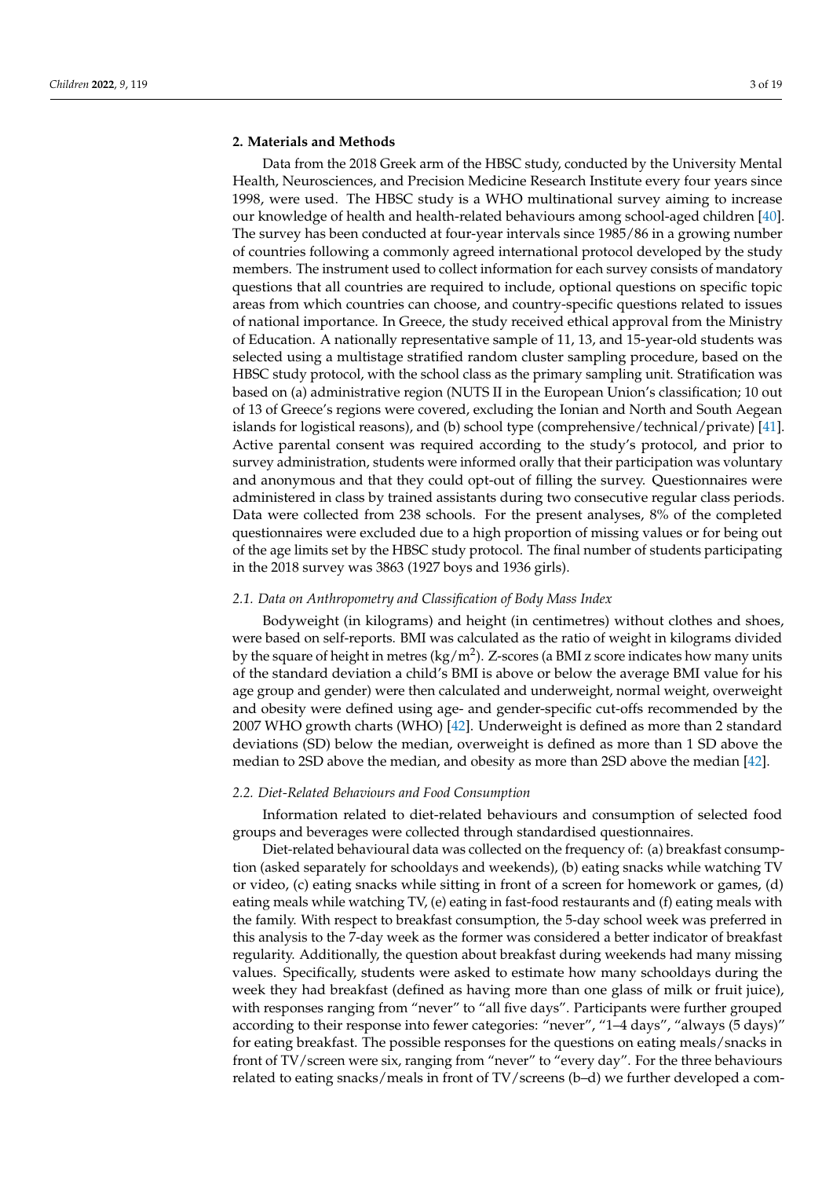## 2. Materials and Methods

Data from the 2018 Greek arm of the HBSC study, conducted by the University Mental Health, Neurosciences, and Precision Medicine Research Institute every four years since 1998, were used. The HBSC study is a WHO multinational survey aiming to increase our knowledge of health and health-related behaviours among school-aged children [40]. The survey has been conducted at four-year intervals since 1985/86 in a growing number of countries following a commonly agreed international protocol developed by the study members. The instrument used to collect information for each survey consists of mandatory questions that all countries are required to include, optional questions on specific topic areas from which countries can choose, and country-specific questions related to issues of national importance. In Greece, the study received ethical approval from the Ministry of Education. A nationally representative sample of 11, 13, and 15-year-old students was selected using a multistage stratified random cluster sampling procedure, based on the HBSC study protocol, with the school class as the primary sampling unit. Stratification was based on (a) administrative region (NUTS II in the European Union's classification; 10 out of 13 of Greece's regions were covered, excluding the Ionian and North and South Aegean islands for logistical reasons), and (b) school type (comprehensive/technical/private) [41]. Active parental consent was required according to the study's protocol, and prior to survey administration, students were informed orally that their participation was voluntary and anonymous and that they could opt-out of filling the survey. Questionnaires were administered in class by trained assistants during two consecutive regular class periods. Data were collected from 238 schools. For the present analyses, 8% of the completed questionnaires were excluded due to a high proportion of missing values or for being out of the age limits set by the HBSC study protocol. The final number of students participating in the 2018 survey was 3863 (1927 boys and 1936 girls).

### 2.1. Data on Anthropometry and Classification of Body Mass Index

Bodyweight (in kilograms) and height (in centimetres) without clothes and shoes, were based on self-reports. BMI was calculated as the ratio of weight in kilograms divided by the square of height in metres (kg/m$^2$). Z-scores (a BMI z score indicates how many units of the standard deviation a child's BMI is above or below the average BMI value for his age group and gender) were then calculated and underweight, normal weight, overweight and obesity were defined using age- and gender-specific cut-offs recommended by the 2007 WHO growth charts (WHO) [42]. Underweight is defined as more than 2 standard deviations (SD) below the median, overweight is defined as more than 1 SD above the median to 2SD above the median, and obesity as more than 2SD above the median [42].

### 2.2. Diet-Related Behaviours and Food Consumption

Information related to diet-related behaviours and consumption of selected food groups and beverages were collected through standardised questionnaires.

Diet-related behavioural data was collected on the frequency of: (a) breakfast consumption (asked separately for schooldays and weekends), (b) eating snacks while watching TV or video, (c) eating snacks while sitting in front of a screen for homework or games, (d) eating meals while watching TV, (e) eating in fast-food restaurants and (f) eating meals with the family. With respect to breakfast consumption, the 5-day school week was preferred in this analysis to the 7-day week as the former was considered a better indicator of breakfast regularity. Additionally, the question about breakfast during weekends had many missing values. Specifically, students were asked to estimate how many schooldays during the week they had breakfast (defined as having more than one glass of milk or fruit juice), with responses ranging from "never" to "all five days". Participants were further grouped according to their response into fewer categories: "never", "1–4 days", "always (5 days)" for eating breakfast. The possible responses for the questions on eating meals/snacks in front of TV/screen were six, ranging from "never" to "every day". For the three behaviours related to eating snacks/meals in front of TV/screens (b–d) we further developed a com-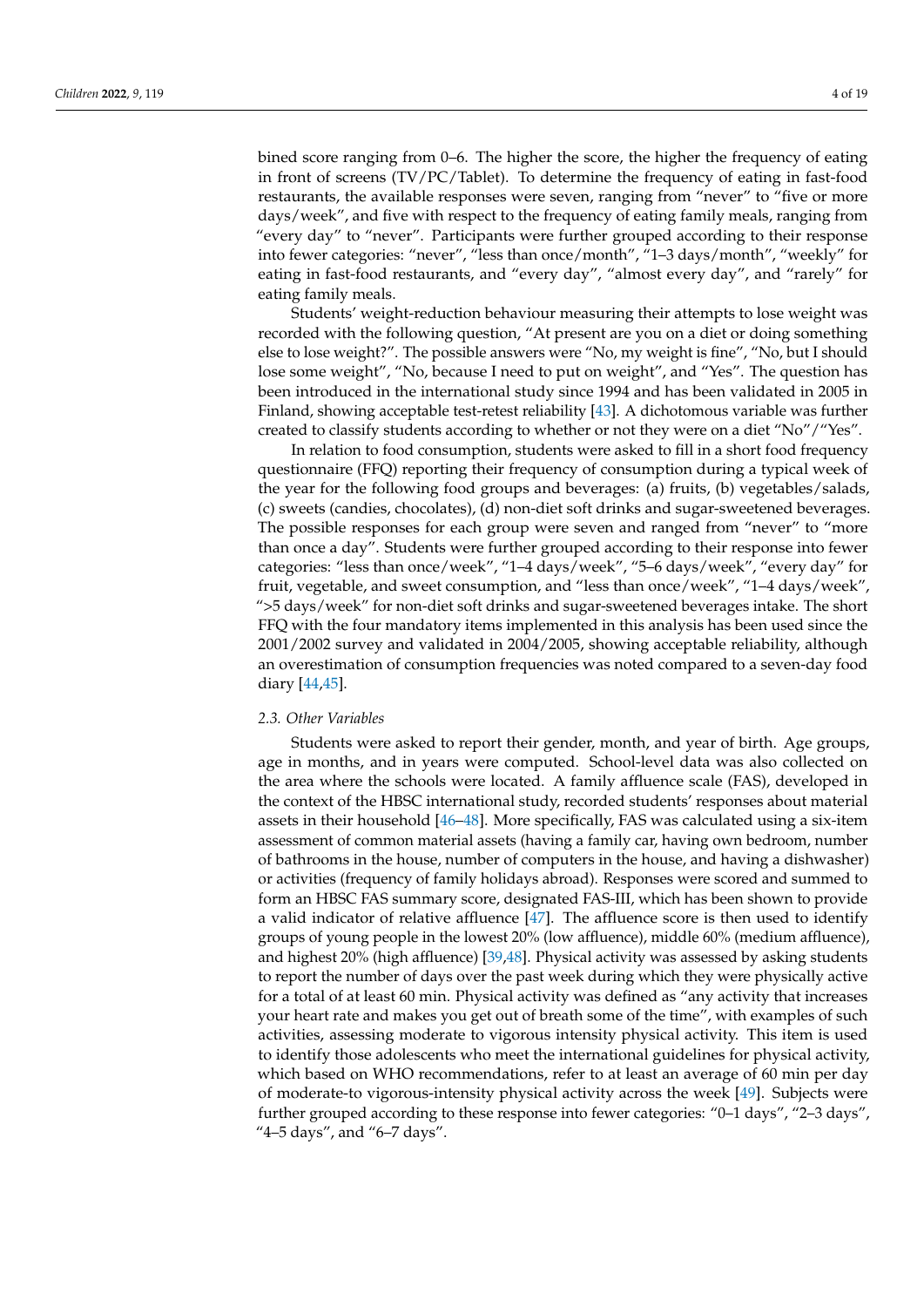bined score ranging from 0–6. The higher the score, the higher the frequency of eating in front of screens (TV/PC/Tablet). To determine the frequency of eating in fast-food restaurants, the available responses were seven, ranging from "never" to "five or more days/week", and five with respect to the frequency of eating family meals, ranging from "every day" to "never". Participants were further grouped according to their response into fewer categories: "never", "less than once/month", "1–3 days/month", "weekly" for eating in fast-food restaurants, and "every day", "almost every day", and "rarely" for eating family meals.

Students' weight-reduction behaviour measuring their attempts to lose weight was recorded with the following question, "At present are you on a diet or doing something else to lose weight?". The possible answers were "No, my weight is fine", "No, but I should lose some weight", "No, because I need to put on weight", and "Yes". The question has been introduced in the international study since 1994 and has been validated in 2005 in Finland, showing acceptable test-retest reliability [43]. A dichotomous variable was further created to classify students according to whether or not they were on a diet "No"/"Yes".

In relation to food consumption, students were asked to fill in a short food frequency questionnaire (FFQ) reporting their frequency of consumption during a typical week of the year for the following food groups and beverages: (a) fruits, (b) vegetables/salads, (c) sweets (candies, chocolates), (d) non-diet soft drinks and sugar-sweetened beverages. The possible responses for each group were seven and ranged from "never" to "more than once a day". Students were further grouped according to their response into fewer categories: "less than once/week", "1–4 days/week", "5–6 days/week", "every day" for fruit, vegetable, and sweet consumption, and "less than once/week", "1–4 days/week", ">5 days/week" for non-diet soft drinks and sugar-sweetened beverages intake. The short FFQ with the four mandatory items implemented in this analysis has been used since the 2001/2002 survey and validated in 2004/2005, showing acceptable reliability, although an overestimation of consumption frequencies was noted compared to a seven-day food diary [44,45].

### 2.3. Other Variables

Students were asked to report their gender, month, and year of birth. Age groups, age in months, and in years were computed. School-level data was also collected on the area where the schools were located. A family affluence scale (FAS), developed in the context of the HBSC international study, recorded students' responses about material assets in their household [46–48]. More specifically, FAS was calculated using a six-item assessment of common material assets (having a family car, having own bedroom, number of bathrooms in the house, number of computers in the house, and having a dishwasher) or activities (frequency of family holidays abroad). Responses were scored and summed to form an HBSC FAS summary score, designated FAS-III, which has been shown to provide a valid indicator of relative affluence [47]. The affluence score is then used to identify groups of young people in the lowest 20% (low affluence), middle 60% (medium affluence), and highest 20% (high affluence) [39,48]. Physical activity was assessed by asking students to report the number of days over the past week during which they were physically active for a total of at least 60 min. Physical activity was defined as "any activity that increases your heart rate and makes you get out of breath some of the time", with examples of such activities, assessing moderate to vigorous intensity physical activity. This item is used to identify those adolescents who meet the international guidelines for physical activity, which based on WHO recommendations, refer to at least an average of 60 min per day of moderate-to vigorous-intensity physical activity across the week [49]. Subjects were further grouped according to these response into fewer categories: "0–1 days", "2–3 days", "4–5 days", and "6–7 days".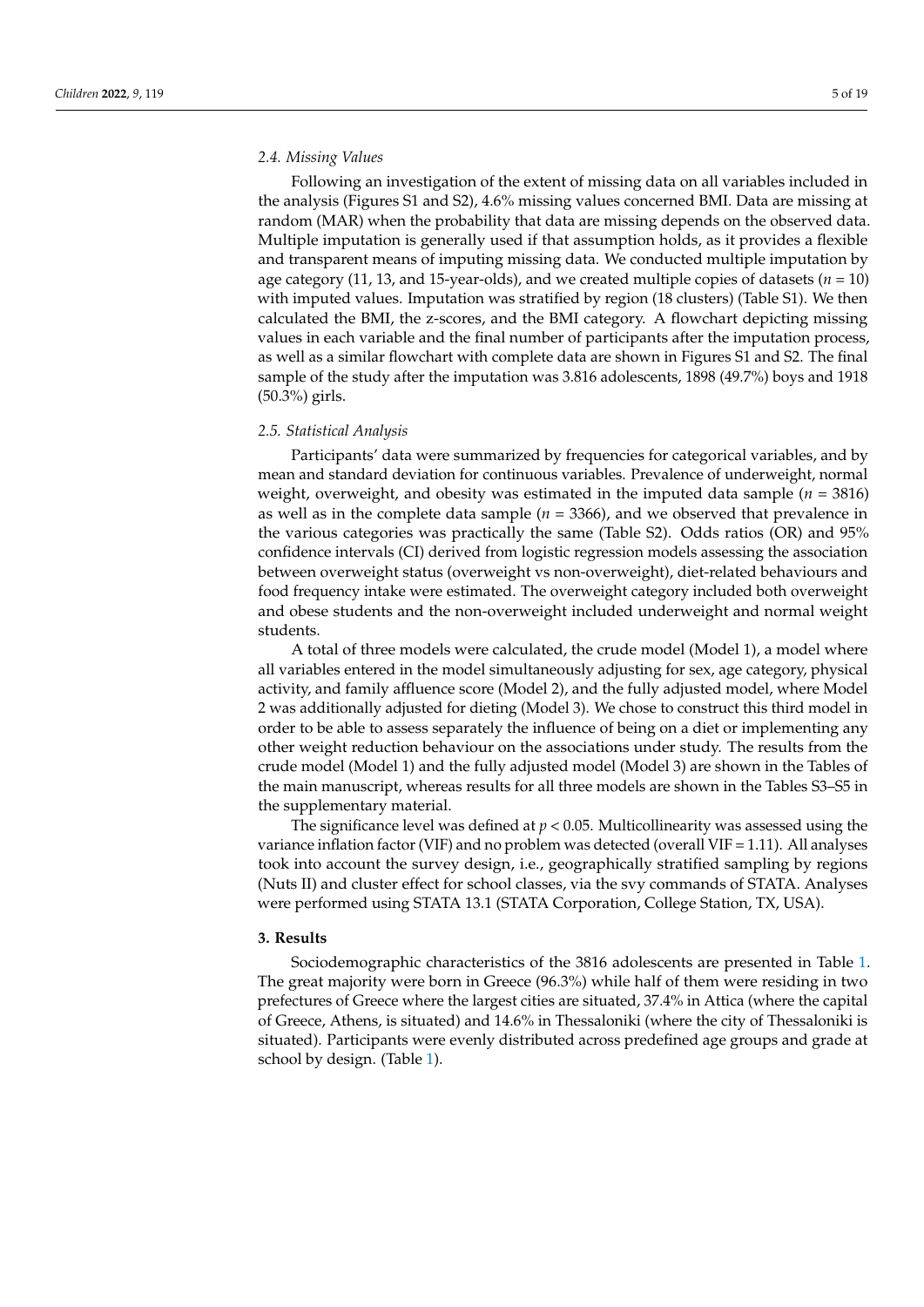### 2.4. Missing Values

Following an investigation of the extent of missing data on all variables included in the analysis (Figures S1 and S2), 4.6% missing values concerned BMI. Data are missing at random (MAR) when the probability that data are missing depends on the observed data. Multiple imputation is generally used if that assumption holds, as it provides a flexible and transparent means of imputing missing data. We conducted multiple imputation by age category (11, 13, and 15-year-olds), and we created multiple copies of datasets ($n = 10$) with imputed values. Imputation was stratified by region (18 clusters) (Table S1). We then calculated the BMI, the z-scores, and the BMI category. A flowchart depicting missing values in each variable and the final number of participants after the imputation process, as well as a similar flowchart with complete data are shown in Figures S1 and S2. The final sample of the study after the imputation was 3.816 adolescents, 1898 (49.7%) boys and 1918 (50.3%) girls.

### 2.5. Statistical Analysis

Participants' data were summarized by frequencies for categorical variables, and by mean and standard deviation for continuous variables. Prevalence of underweight, normal weight, overweight, and obesity was estimated in the imputed data sample ($n = 3816$) as well as in the complete data sample ($n = 3366$), and we observed that prevalence in the various categories was practically the same (Table S2). Odds ratios (OR) and 95% confidence intervals (CI) derived from logistic regression models assessing the association between overweight status (overweight vs non-overweight), diet-related behaviours and food frequency intake were estimated. The overweight category included both overweight and obese students and the non-overweight included underweight and normal weight students.

A total of three models were calculated, the crude model (Model 1), a model where all variables entered in the model simultaneously adjusting for sex, age category, physical activity, and family affluence score (Model 2), and the fully adjusted model, where Model 2 was additionally adjusted for dieting (Model 3). We chose to construct this third model in order to be able to assess separately the influence of being on a diet or implementing any other weight reduction behaviour on the associations under study. The results from the crude model (Model 1) and the fully adjusted model (Model 3) are shown in the Tables of the main manuscript, whereas results for all three models are shown in the Tables S3–S5 in the supplementary material.

The significance level was defined at $p < 0.05$. Multicollinearity was assessed using the variance inflation factor (VIF) and no problem was detected (overall VIF = 1.11). All analyses took into account the survey design, i.e., geographically stratified sampling by regions (Nuts II) and cluster effect for school classes, via the svy commands of STATA. Analyses were performed using STATA 13.1 (STATA Corporation, College Station, TX, USA).

## 3. Results

Sociodemographic characteristics of the 3816 adolescents are presented in Table 1. The great majority were born in Greece (96.3%) while half of them were residing in two prefectures of Greece where the largest cities are situated, 37.4% in Attica (where the capital of Greece, Athens, is situated) and 14.6% in Thessaloniki (where the city of Thessaloniki is situated). Participants were evenly distributed across predefined age groups and grade at school by design. (Table 1).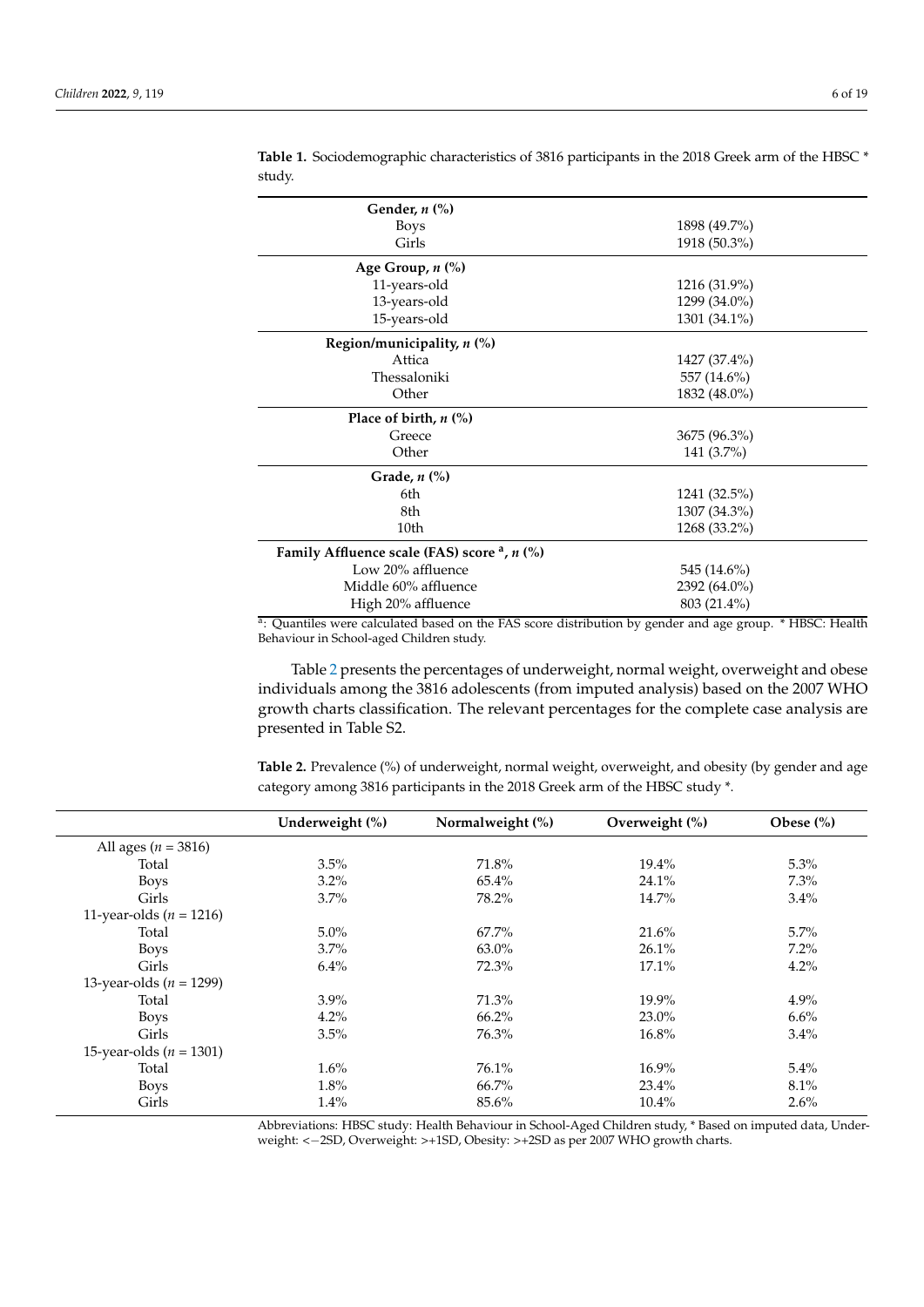**Table 1.** Sociodemographic characteristics of 3816 participants in the 2018 Greek arm of the HBSC * study.

| | |
|---|---|
| **Gender, *n* (%)** | |
| Boys | 1898 (49.7%) |
| Girls | 1918 (50.3%) |
| **Age Group, *n* (%)** | |
| 11-years-old | 1216 (31.9%) |
| 13-years-old | 1299 (34.0%) |
| 15-years-old | 1301 (34.1%) |
| **Region/municipality, *n* (%)** | |
| Attica | 1427 (37.4%) |
| Thessaloniki | 557 (14.6%) |
| Other | 1832 (48.0%) |
| **Place of birth, *n* (%)** | |
| Greece | 3675 (96.3%) |
| Other | 141 (3.7%) |
| **Grade, *n* (%)** | |
| 6th | 1241 (32.5%) |
| 8th | 1307 (34.3%) |
| 10th | 1268 (33.2%) |
| **Family Affluence scale (FAS) score [a], *n* (%)** | |
| Low 20% affluence | 545 (14.6%) |
| Middle 60% affluence | 2392 (64.0%) |
| High 20% affluence | 803 (21.4%) |

[a]: Quantiles were calculated based on the FAS score distribution by gender and age group. * HBSC: Health Behaviour in School-aged Children study.

Table 2 presents the percentages of underweight, normal weight, overweight and obese individuals among the 3816 adolescents (from imputed analysis) based on the 2007 WHO growth charts classification. The relevant percentages for the complete case analysis are presented in Table S2.

**Table 2.** Prevalence (%) of underweight, normal weight, overweight, and obesity (by gender and age category among 3816 participants in the 2018 Greek arm of the HBSC study *.

| | Underweight (%) | Normalweight (%) | Overweight (%) | Obese (%) |
|---|---|---|---|---|
| All ages (*n* = 3816) | | | | |
| Total | 3.5% | 71.8% | 19.4% | 5.3% |
| Boys | 3.2% | 65.4% | 24.1% | 7.3% |
| Girls | 3.7% | 78.2% | 14.7% | 3.4% |
| 11-year-olds (*n* = 1216) | | | | |
| Total | 5.0% | 67.7% | 21.6% | 5.7% |
| Boys | 3.7% | 63.0% | 26.1% | 7.2% |
| Girls | 6.4% | 72.3% | 17.1% | 4.2% |
| 13-year-olds (*n* = 1299) | | | | |
| Total | 3.9% | 71.3% | 19.9% | 4.9% |
| Boys | 4.2% | 66.2% | 23.0% | 6.6% |
| Girls | 3.5% | 76.3% | 16.8% | 3.4% |
| 15-year-olds (*n* = 1301) | | | | |
| Total | 1.6% | 76.1% | 16.9% | 5.4% |
| Boys | 1.8% | 66.7% | 23.4% | 8.1% |
| Girls | 1.4% | 85.6% | 10.4% | 2.6% |

Abbreviations: HBSC study: Health Behaviour in School-Aged Children study, * Based on imputed data, Underweight: <−2SD, Overweight: >+1SD, Obesity: >+2SD as per 2007 WHO growth charts.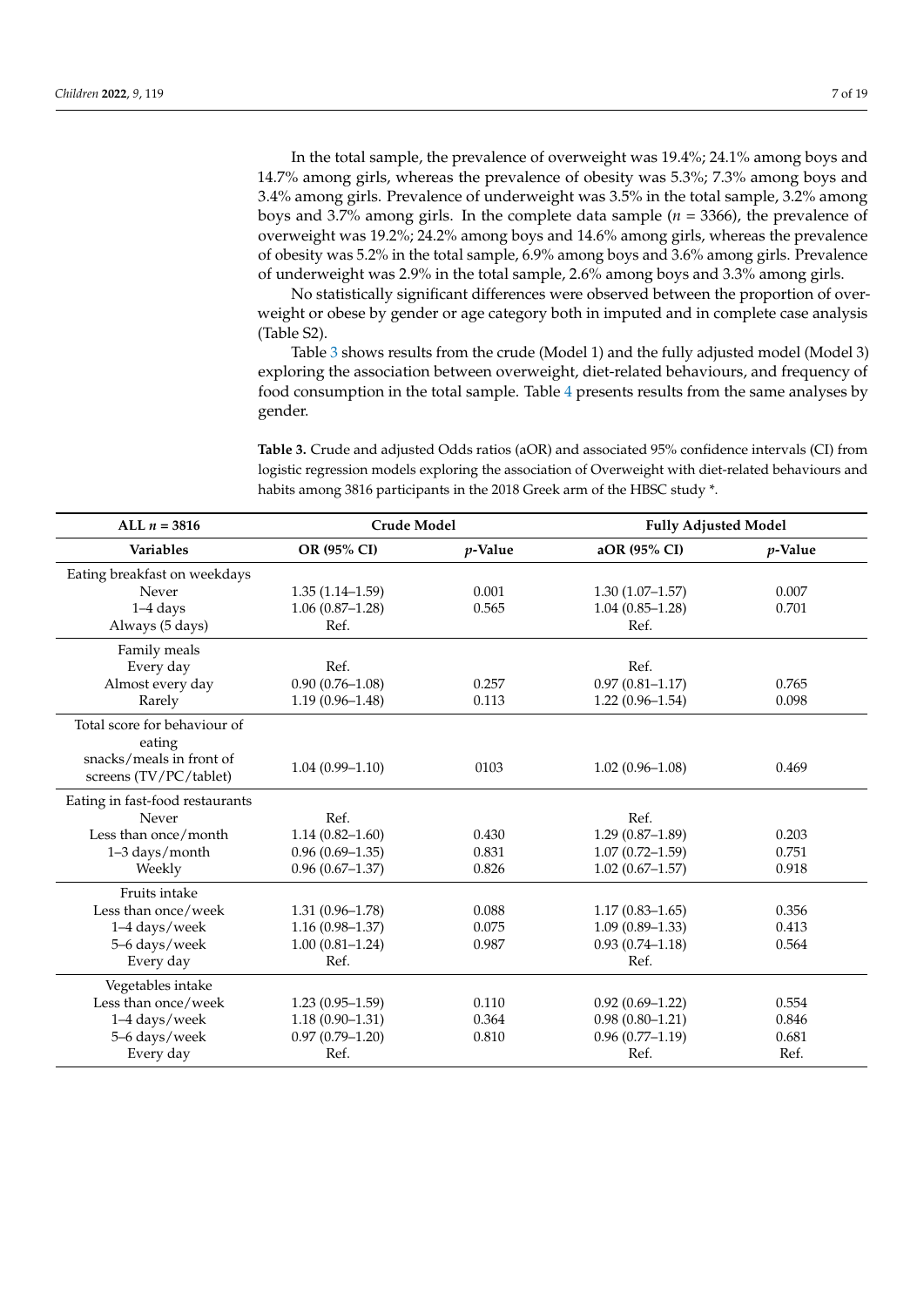In the total sample, the prevalence of overweight was 19.4%; 24.1% among boys and 14.7% among girls, whereas the prevalence of obesity was 5.3%; 7.3% among boys and 3.4% among girls. Prevalence of underweight was 3.5% in the total sample, 3.2% among boys and 3.7% among girls. In the complete data sample ($n$ = 3366), the prevalence of overweight was 19.2%; 24.2% among boys and 14.6% among girls, whereas the prevalence of obesity was 5.2% in the total sample, 6.9% among boys and 3.6% among girls. Prevalence of underweight was 2.9% in the total sample, 2.6% among boys and 3.3% among girls.

No statistically significant differences were observed between the proportion of overweight or obese by gender or age category both in imputed and in complete case analysis (Table S2).

Table 3 shows results from the crude (Model 1) and the fully adjusted model (Model 3) exploring the association between overweight, diet-related behaviours, and frequency of food consumption in the total sample. Table 4 presents results from the same analyses by gender.

**Table 3.** Crude and adjusted Odds ratios (aOR) and associated 95% confidence intervals (CI) from logistic regression models exploring the association of Overweight with diet-related behaviours and habits among 3816 participants in the 2018 Greek arm of the HBSC study *.

| ALL $n$ = 3816 | Crude Model | | Fully Adjusted Model | |
|---|---|---|---|---|
| **Variables** | **OR (95% CI)** | ***p*-Value** | **aOR (95% CI)** | ***p*-Value** |
| Eating breakfast on weekdays | | | | |
| Never | 1.35 (1.14–1.59) | 0.001 | 1.30 (1.07–1.57) | 0.007 |
| 1–4 days | 1.06 (0.87–1.28) | 0.565 | 1.04 (0.85–1.28) | 0.701 |
| Always (5 days) | Ref. | | Ref. | |
| Family meals | | | | |
| Every day | Ref. | | Ref. | |
| Almost every day | 0.90 (0.76–1.08) | 0.257 | 0.97 (0.81–1.17) | 0.765 |
| Rarely | 1.19 (0.96–1.48) | 0.113 | 1.22 (0.96–1.54) | 0.098 |
| Total score for behaviour of eating snacks/meals in front of screens (TV/PC/tablet) | 1.04 (0.99–1.10) | 0103 | 1.02 (0.96–1.08) | 0.469 |
| Eating in fast-food restaurants | | | | |
| Never | Ref. | | Ref. | |
| Less than once/month | 1.14 (0.82–1.60) | 0.430 | 1.29 (0.87–1.89) | 0.203 |
| 1–3 days/month | 0.96 (0.69–1.35) | 0.831 | 1.07 (0.72–1.59) | 0.751 |
| Weekly | 0.96 (0.67–1.37) | 0.826 | 1.02 (0.67–1.57) | 0.918 |
| Fruits intake | | | | |
| Less than once/week | 1.31 (0.96–1.78) | 0.088 | 1.17 (0.83–1.65) | 0.356 |
| 1–4 days/week | 1.16 (0.98–1.37) | 0.075 | 1.09 (0.89–1.33) | 0.413 |
| 5–6 days/week | 1.00 (0.81–1.24) | 0.987 | 0.93 (0.74–1.18) | 0.564 |
| Every day | Ref. | | Ref. | |
| Vegetables intake | | | | |
| Less than once/week | 1.23 (0.95–1.59) | 0.110 | 0.92 (0.69–1.22) | 0.554 |
| 1–4 days/week | 1.18 (0.90–1.31) | 0.364 | 0.98 (0.80–1.21) | 0.846 |
| 5–6 days/week | 0.97 (0.79–1.20) | 0.810 | 0.96 (0.77–1.19) | 0.681 |
| Every day | Ref. | | Ref. | Ref. |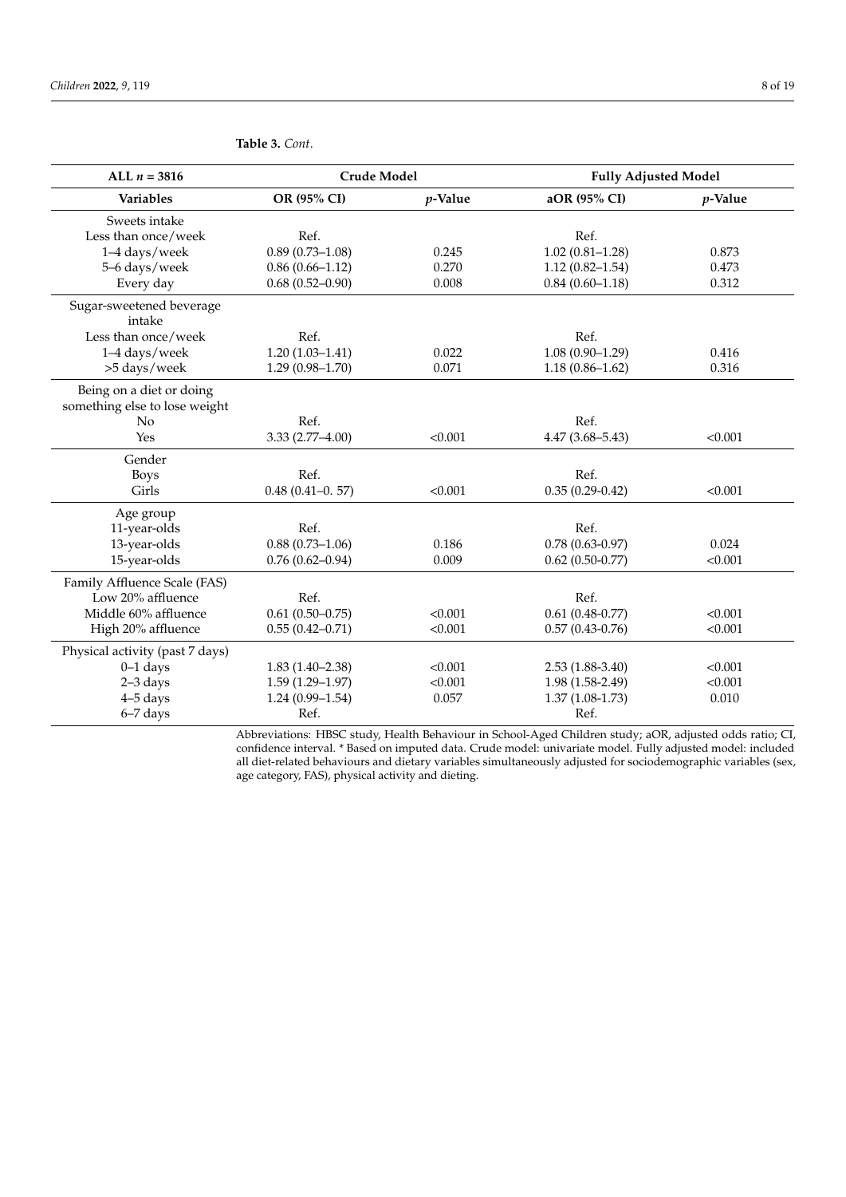**Table 3.** *Cont.*

| ALL *n* = 3816 | Crude Model | | Fully Adjusted Model | |
|---|---|---|---|---|
| **Variables** | **OR (95% CI)** | ***p*-Value** | **aOR (95% CI)** | ***p*-Value** |
| Sweets intake | | | | |
| Less than once/week | Ref. | | Ref. | |
| 1–4 days/week | 0.89 (0.73–1.08) | 0.245 | 1.02 (0.81–1.28) | 0.873 |
| 5–6 days/week | 0.86 (0.66–1.12) | 0.270 | 1.12 (0.82–1.54) | 0.473 |
| Every day | 0.68 (0.52–0.90) | 0.008 | 0.84 (0.60–1.18) | 0.312 |
| Sugar-sweetened beverage intake | | | | |
| Less than once/week | Ref. | | Ref. | |
| 1–4 days/week | 1.20 (1.03–1.41) | 0.022 | 1.08 (0.90–1.29) | 0.416 |
| >5 days/week | 1.29 (0.98–1.70) | 0.071 | 1.18 (0.86–1.62) | 0.316 |
| Being on a diet or doing something else to lose weight | | | | |
| No | Ref. | | Ref. | |
| Yes | 3.33 (2.77–4.00) | <0.001 | 4.47 (3.68–5.43) | <0.001 |
| Gender | | | | |
| Boys | Ref. | | Ref. | |
| Girls | 0.48 (0.41–0. 57) | <0.001 | 0.35 (0.29-0.42) | <0.001 |
| Age group | | | | |
| 11-year-olds | Ref. | | Ref. | |
| 13-year-olds | 0.88 (0.73–1.06) | 0.186 | 0.78 (0.63-0.97) | 0.024 |
| 15-year-olds | 0.76 (0.62–0.94) | 0.009 | 0.62 (0.50-0.77) | <0.001 |
| Family Affluence Scale (FAS) | | | | |
| Low 20% affluence | Ref. | | Ref. | |
| Middle 60% affluence | 0.61 (0.50–0.75) | <0.001 | 0.61 (0.48-0.77) | <0.001 |
| High 20% affluence | 0.55 (0.42–0.71) | <0.001 | 0.57 (0.43-0.76) | <0.001 |
| Physical activity (past 7 days) | | | | |
| 0–1 days | 1.83 (1.40–2.38) | <0.001 | 2.53 (1.88-3.40) | <0.001 |
| 2–3 days | 1.59 (1.29–1.97) | <0.001 | 1.98 (1.58-2.49) | <0.001 |
| 4–5 days | 1.24 (0.99–1.54) | 0.057 | 1.37 (1.08-1.73) | 0.010 |
| 6–7 days | Ref. | | Ref. | |

Abbreviations: HBSC study, Health Behaviour in School-Aged Children study; aOR, adjusted odds ratio; CI, confidence interval. * Based on imputed data. Crude model: univariate model. Fully adjusted model: included all diet-related behaviours and dietary variables simultaneously adjusted for sociodemographic variables (sex, age category, FAS), physical activity and dieting.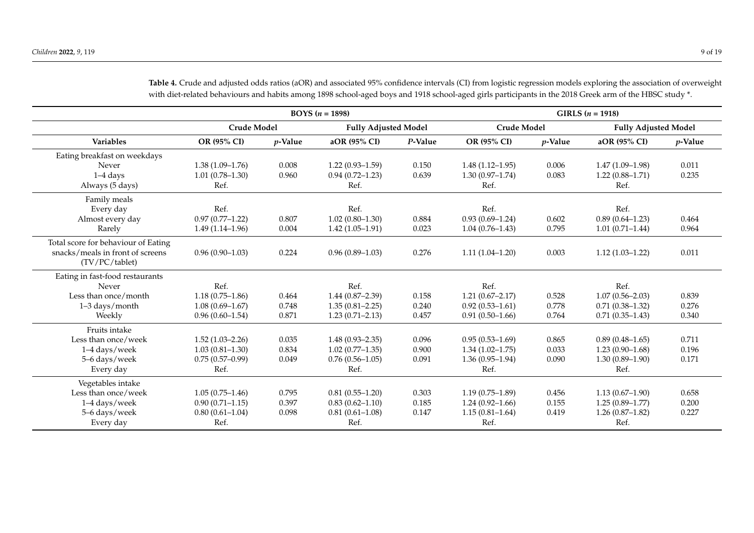**Table 4.** Crude and adjusted odds ratios (aOR) and associated 95% confidence intervals (CI) from logistic regression models exploring the association of overweight with diet-related behaviours and habits among 1898 school-aged boys and 1918 school-aged girls participants in the 2018 Greek arm of the HBSC study *.

| | BOYS ($n$ = 1898) | | | | GIRLS ($n$ = 1918) | | | |
|---|---|---|---|---|---|---|---|---|
| | Crude Model | | Fully Adjusted Model | | Crude Model | | Fully Adjusted Model | |
| **Variables** | **OR (95% CI)** | ***p*-Value** | **aOR (95% CI)** | ***P*-Value** | **OR (95% CI)** | ***p*-Value** | **aOR (95% CI)** | ***p*-Value** |
| Eating breakfast on weekdays | | | | | | | | |
| Never | 1.38 (1.09–1.76) | 0.008 | 1.22 (0.93–1.59) | 0.150 | 1.48 (1.12–1.95) | 0.006 | 1.47 (1.09–1.98) | 0.011 |
| 1–4 days | 1.01 (0.78–1.30) | 0.960 | 0.94 (0.72–1.23) | 0.639 | 1.30 (0.97–1.74) | 0.083 | 1.22 (0.88–1.71) | 0.235 |
| Always (5 days) | Ref. | | Ref. | | Ref. | | Ref. | |
| Family meals | | | | | | | | |
| Every day | Ref. | | Ref. | | Ref. | | Ref. | |
| Almost every day | 0.97 (0.77–1.22) | 0.807 | 1.02 (0.80–1.30) | 0.884 | 0.93 (0.69–1.24) | 0.602 | 0.89 (0.64–1.23) | 0.464 |
| Rarely | 1.49 (1.14–1.96) | 0.004 | 1.42 (1.05–1.91) | 0.023 | 1.04 (0.76–1.43) | 0.795 | 1.01 (0.71–1.44) | 0.964 |
| Total score for behaviour of Eating snacks/meals in front of screens (TV/PC/tablet) | 0.96 (0.90–1.03) | 0.224 | 0.96 (0.89–1.03) | 0.276 | 1.11 (1.04–1.20) | 0.003 | 1.12 (1.03–1.22) | 0.011 |
| Eating in fast-food restaurants | | | | | | | | |
| Never | Ref. | | Ref. | | Ref. | | Ref. | |
| Less than once/month | 1.18 (0.75–1.86) | 0.464 | 1.44 (0.87–2.39) | 0.158 | 1.21 (0.67–2.17) | 0.528 | 1.07 (0.56–2.03) | 0.839 |
| 1–3 days/month | 1.08 (0.69–1.67) | 0.748 | 1.35 (0.81–2.25) | 0.240 | 0.92 (0.53–1.61) | 0.778 | 0.71 (0.38–1.32) | 0.276 |
| Weekly | 0.96 (0.60–1.54) | 0.871 | 1.23 (0.71–2.13) | 0.457 | 0.91 (0.50–1.66) | 0.764 | 0.71 (0.35–1.43) | 0.340 |
| Fruits intake | | | | | | | | |
| Less than once/week | 1.52 (1.03–2.26) | 0.035 | 1.48 (0.93–2.35) | 0.096 | 0.95 (0.53–1.69) | 0.865 | 0.89 (0.48–1.65) | 0.711 |
| 1–4 days/week | 1.03 (0.81–1.30) | 0.834 | 1.02 (0.77–1.35) | 0.900 | 1.34 (1.02–1.75) | 0.033 | 1.23 (0.90–1.68) | 0.196 |
| 5–6 days/week | 0.75 (0.57–0.99) | 0.049 | 0.76 (0.56–1.05) | 0.091 | 1.36 (0.95–1.94) | 0.090 | 1.30 (0.89–1.90) | 0.171 |
| Every day | Ref. | | Ref. | | Ref. | | Ref. | |
| Vegetables intake | | | | | | | | |
| Less than once/week | 1.05 (0.75–1.46) | 0.795 | 0.81 (0.55–1.20) | 0.303 | 1.19 (0.75–1.89) | 0.456 | 1.13 (0.67–1.90) | 0.658 |
| 1–4 days/week | 0.90 (0.71–1.15) | 0.397 | 0.83 (0.62–1.10) | 0.185 | 1.24 (0.92–1.66) | 0.155 | 1.25 (0.89–1.77) | 0.200 |
| 5–6 days/week | 0.80 (0.61–1.04) | 0.098 | 0.81 (0.61–1.08) | 0.147 | 1.15 (0.81–1.64) | 0.419 | 1.26 (0.87–1.82) | 0.227 |
| Every day | Ref. | | Ref. | | Ref. | | Ref. | |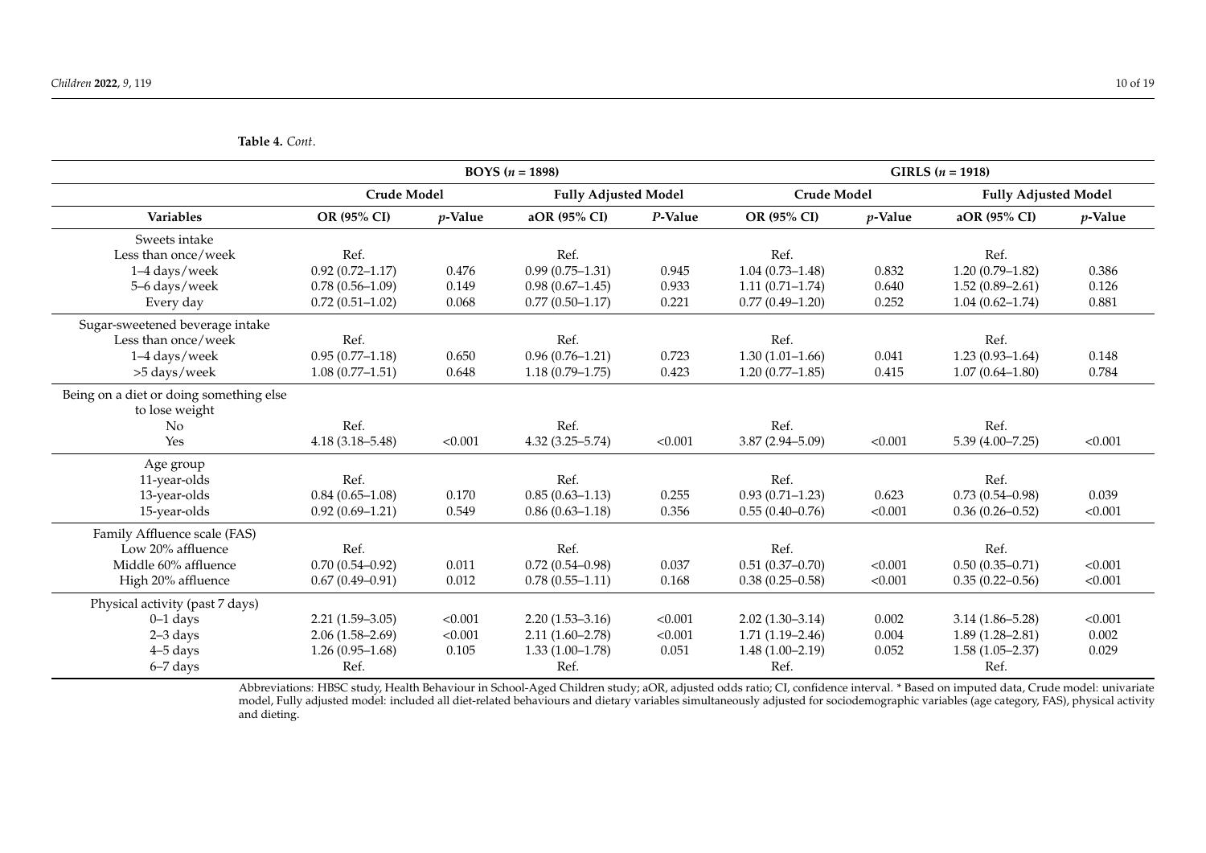**Table 4.** *Cont.*

| | BOYS ($n$ = 1898) | | | | GIRLS ($n$ = 1918) | | | |
|---|---|---|---|---|---|---|---|---|
| | Crude Model | | Fully Adjusted Model | | Crude Model | | Fully Adjusted Model | |
| **Variables** | **OR (95% CI)** | ***p*-Value** | **aOR (95% CI)** | ***P*-Value** | **OR (95% CI)** | ***p*-Value** | **aOR (95% CI)** | ***p*-Value** |
| Sweets intake | | | | | | | | |
| Less than once/week | Ref. | | Ref. | | Ref. | | Ref. | |
| 1–4 days/week | 0.92 (0.72–1.17) | 0.476 | 0.99 (0.75–1.31) | 0.945 | 1.04 (0.73–1.48) | 0.832 | 1.20 (0.79–1.82) | 0.386 |
| 5–6 days/week | 0.78 (0.56–1.09) | 0.149 | 0.98 (0.67–1.45) | 0.933 | 1.11 (0.71–1.74) | 0.640 | 1.52 (0.89–2.61) | 0.126 |
| Every day | 0.72 (0.51–1.02) | 0.068 | 0.77 (0.50–1.17) | 0.221 | 0.77 (0.49–1.20) | 0.252 | 1.04 (0.62–1.74) | 0.881 |
| Sugar-sweetened beverage intake | | | | | | | | |
| Less than once/week | Ref. | | Ref. | | Ref. | | Ref. | |
| 1–4 days/week | 0.95 (0.77–1.18) | 0.650 | 0.96 (0.76–1.21) | 0.723 | 1.30 (1.01–1.66) | 0.041 | 1.23 (0.93–1.64) | 0.148 |
| >5 days/week | 1.08 (0.77–1.51) | 0.648 | 1.18 (0.79–1.75) | 0.423 | 1.20 (0.77–1.85) | 0.415 | 1.07 (0.64–1.80) | 0.784 |
| Being on a diet or doing something else to lose weight | | | | | | | | |
| No | Ref. | | Ref. | | Ref. | | Ref. | |
| Yes | 4.18 (3.18–5.48) | <0.001 | 4.32 (3.25–5.74) | <0.001 | 3.87 (2.94–5.09) | <0.001 | 5.39 (4.00–7.25) | <0.001 |
| Age group | | | | | | | | |
| 11-year-olds | Ref. | | Ref. | | Ref. | | Ref. | |
| 13-year-olds | 0.84 (0.65–1.08) | 0.170 | 0.85 (0.63–1.13) | 0.255 | 0.93 (0.71–1.23) | 0.623 | 0.73 (0.54–0.98) | 0.039 |
| 15-year-olds | 0.92 (0.69–1.21) | 0.549 | 0.86 (0.63–1.18) | 0.356 | 0.55 (0.40–0.76) | <0.001 | 0.36 (0.26–0.52) | <0.001 |
| Family Affluence scale (FAS) | | | | | | | | |
| Low 20% affluence | Ref. | | Ref. | | Ref. | | Ref. | |
| Middle 60% affluence | 0.70 (0.54–0.92) | 0.011 | 0.72 (0.54–0.98) | 0.037 | 0.51 (0.37–0.70) | <0.001 | 0.50 (0.35–0.71) | <0.001 |
| High 20% affluence | 0.67 (0.49–0.91) | 0.012 | 0.78 (0.55–1.11) | 0.168 | 0.38 (0.25–0.58) | <0.001 | 0.35 (0.22–0.56) | <0.001 |
| Physical activity (past 7 days) | | | | | | | | |
| 0–1 days | 2.21 (1.59–3.05) | <0.001 | 2.20 (1.53–3.16) | <0.001 | 2.02 (1.30–3.14) | 0.002 | 3.14 (1.86–5.28) | <0.001 |
| 2–3 days | 2.06 (1.58–2.69) | <0.001 | 2.11 (1.60–2.78) | <0.001 | 1.71 (1.19–2.46) | 0.004 | 1.89 (1.28–2.81) | 0.002 |
| 4–5 days | 1.26 (0.95–1.68) | 0.105 | 1.33 (1.00–1.78) | 0.051 | 1.48 (1.00–2.19) | 0.052 | 1.58 (1.05–2.37) | 0.029 |
| 6–7 days | Ref. | | Ref. | | Ref. | | Ref. | |

Abbreviations: HBSC study, Health Behaviour in School-Aged Children study; aOR, adjusted odds ratio; CI, confidence interval. * Based on imputed data, Crude model: univariate model, Fully adjusted model: included all diet-related behaviours and dietary variables simultaneously adjusted for sociodemographic variables (age category, FAS), physical activity and dieting.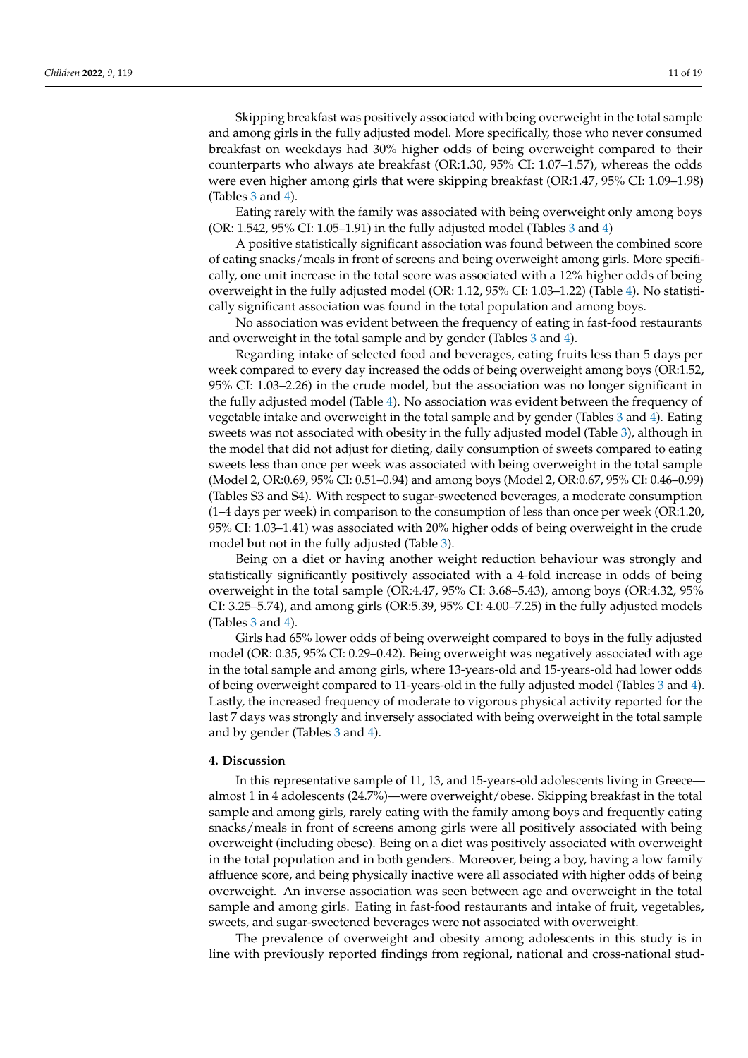Skipping breakfast was positively associated with being overweight in the total sample and among girls in the fully adjusted model. More specifically, those who never consumed breakfast on weekdays had 30% higher odds of being overweight compared to their counterparts who always ate breakfast (OR:1.30, 95% CI: 1.07–1.57), whereas the odds were even higher among girls that were skipping breakfast (OR:1.47, 95% CI: 1.09–1.98) (Tables 3 and 4).

Eating rarely with the family was associated with being overweight only among boys (OR: 1.542, 95% CI: 1.05–1.91) in the fully adjusted model (Tables 3 and 4)

A positive statistically significant association was found between the combined score of eating snacks/meals in front of screens and being overweight among girls. More specifically, one unit increase in the total score was associated with a 12% higher odds of being overweight in the fully adjusted model (OR: 1.12, 95% CI: 1.03–1.22) (Table 4). No statistically significant association was found in the total population and among boys.

No association was evident between the frequency of eating in fast-food restaurants and overweight in the total sample and by gender (Tables 3 and 4).

Regarding intake of selected food and beverages, eating fruits less than 5 days per week compared to every day increased the odds of being overweight among boys (OR:1.52, 95% CI: 1.03–2.26) in the crude model, but the association was no longer significant in the fully adjusted model (Table 4). No association was evident between the frequency of vegetable intake and overweight in the total sample and by gender (Tables 3 and 4). Eating sweets was not associated with obesity in the fully adjusted model (Table 3), although in the model that did not adjust for dieting, daily consumption of sweets compared to eating sweets less than once per week was associated with being overweight in the total sample (Model 2, OR:0.69, 95% CI: 0.51–0.94) and among boys (Model 2, OR:0.67, 95% CI: 0.46–0.99) (Tables S3 and S4). With respect to sugar-sweetened beverages, a moderate consumption (1–4 days per week) in comparison to the consumption of less than once per week (OR:1.20, 95% CI: 1.03–1.41) was associated with 20% higher odds of being overweight in the crude model but not in the fully adjusted (Table 3).

Being on a diet or having another weight reduction behaviour was strongly and statistically significantly positively associated with a 4-fold increase in odds of being overweight in the total sample (OR:4.47, 95% CI: 3.68–5.43), among boys (OR:4.32, 95% CI: 3.25–5.74), and among girls (OR:5.39, 95% CI: 4.00–7.25) in the fully adjusted models (Tables 3 and 4).

Girls had 65% lower odds of being overweight compared to boys in the fully adjusted model (OR: 0.35, 95% CI: 0.29–0.42). Being overweight was negatively associated with age in the total sample and among girls, where 13-years-old and 15-years-old had lower odds of being overweight compared to 11-years-old in the fully adjusted model (Tables 3 and 4). Lastly, the increased frequency of moderate to vigorous physical activity reported for the last 7 days was strongly and inversely associated with being overweight in the total sample and by gender (Tables 3 and 4).

## 4. Discussion

In this representative sample of 11, 13, and 15-years-old adolescents living in Greece—almost 1 in 4 adolescents (24.7%)—were overweight/obese. Skipping breakfast in the total sample and among girls, rarely eating with the family among boys and frequently eating snacks/meals in front of screens among girls were all positively associated with being overweight (including obese). Being on a diet was positively associated with overweight in the total population and in both genders. Moreover, being a boy, having a low family affluence score, and being physically inactive were all associated with higher odds of being overweight. An inverse association was seen between age and overweight in the total sample and among girls. Eating in fast-food restaurants and intake of fruit, vegetables, sweets, and sugar-sweetened beverages were not associated with overweight.

The prevalence of overweight and obesity among adolescents in this study is in line with previously reported findings from regional, national and cross-national stud-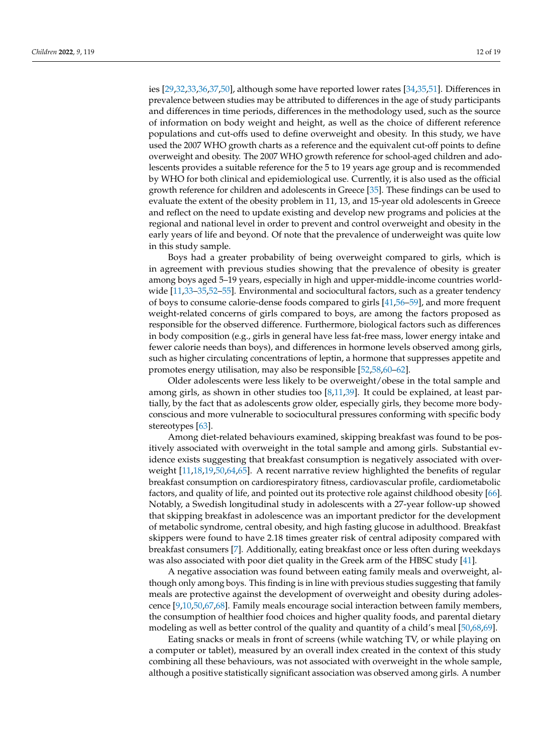ies [29,32,33,36,37,50], although some have reported lower rates [34,35,51]. Differences in prevalence between studies may be attributed to differences in the age of study participants and differences in time periods, differences in the methodology used, such as the source of information on body weight and height, as well as the choice of different reference populations and cut-offs used to define overweight and obesity. In this study, we have used the 2007 WHO growth charts as a reference and the equivalent cut-off points to define overweight and obesity. The 2007 WHO growth reference for school-aged children and adolescents provides a suitable reference for the 5 to 19 years age group and is recommended by WHO for both clinical and epidemiological use. Currently, it is also used as the official growth reference for children and adolescents in Greece [35]. These findings can be used to evaluate the extent of the obesity problem in 11, 13, and 15-year old adolescents in Greece and reflect on the need to update existing and develop new programs and policies at the regional and national level in order to prevent and control overweight and obesity in the early years of life and beyond. Of note that the prevalence of underweight was quite low in this study sample.

Boys had a greater probability of being overweight compared to girls, which is in agreement with previous studies showing that the prevalence of obesity is greater among boys aged 5–19 years, especially in high and upper-middle-income countries worldwide [11,33–35,52–55]. Environmental and sociocultural factors, such as a greater tendency of boys to consume calorie-dense foods compared to girls [41,56–59], and more frequent weight-related concerns of girls compared to boys, are among the factors proposed as responsible for the observed difference. Furthermore, biological factors such as differences in body composition (e.g., girls in general have less fat-free mass, lower energy intake and fewer calorie needs than boys), and differences in hormone levels observed among girls, such as higher circulating concentrations of leptin, a hormone that suppresses appetite and promotes energy utilisation, may also be responsible [52,58,60–62].

Older adolescents were less likely to be overweight/obese in the total sample and among girls, as shown in other studies too [8,11,39]. It could be explained, at least partially, by the fact that as adolescents grow older, especially girls, they become more body-conscious and more vulnerable to sociocultural pressures conforming with specific body stereotypes [63].

Among diet-related behaviours examined, skipping breakfast was found to be positively associated with overweight in the total sample and among girls. Substantial evidence exists suggesting that breakfast consumption is negatively associated with overweight [11,18,19,50,64,65]. A recent narrative review highlighted the benefits of regular breakfast consumption on cardiorespiratory fitness, cardiovascular profile, cardiometabolic factors, and quality of life, and pointed out its protective role against childhood obesity [66]. Notably, a Swedish longitudinal study in adolescents with a 27-year follow-up showed that skipping breakfast in adolescence was an important predictor for the development of metabolic syndrome, central obesity, and high fasting glucose in adulthood. Breakfast skippers were found to have 2.18 times greater risk of central adiposity compared with breakfast consumers [7]. Additionally, eating breakfast once or less often during weekdays was also associated with poor diet quality in the Greek arm of the HBSC study [41].

A negative association was found between eating family meals and overweight, although only among boys. This finding is in line with previous studies suggesting that family meals are protective against the development of overweight and obesity during adolescence [9,10,50,67,68]. Family meals encourage social interaction between family members, the consumption of healthier food choices and higher quality foods, and parental dietary modeling as well as better control of the quality and quantity of a child's meal [50,68,69].

Eating snacks or meals in front of screens (while watching TV, or while playing on a computer or tablet), measured by an overall index created in the context of this study combining all these behaviours, was not associated with overweight in the whole sample, although a positive statistically significant association was observed among girls. A number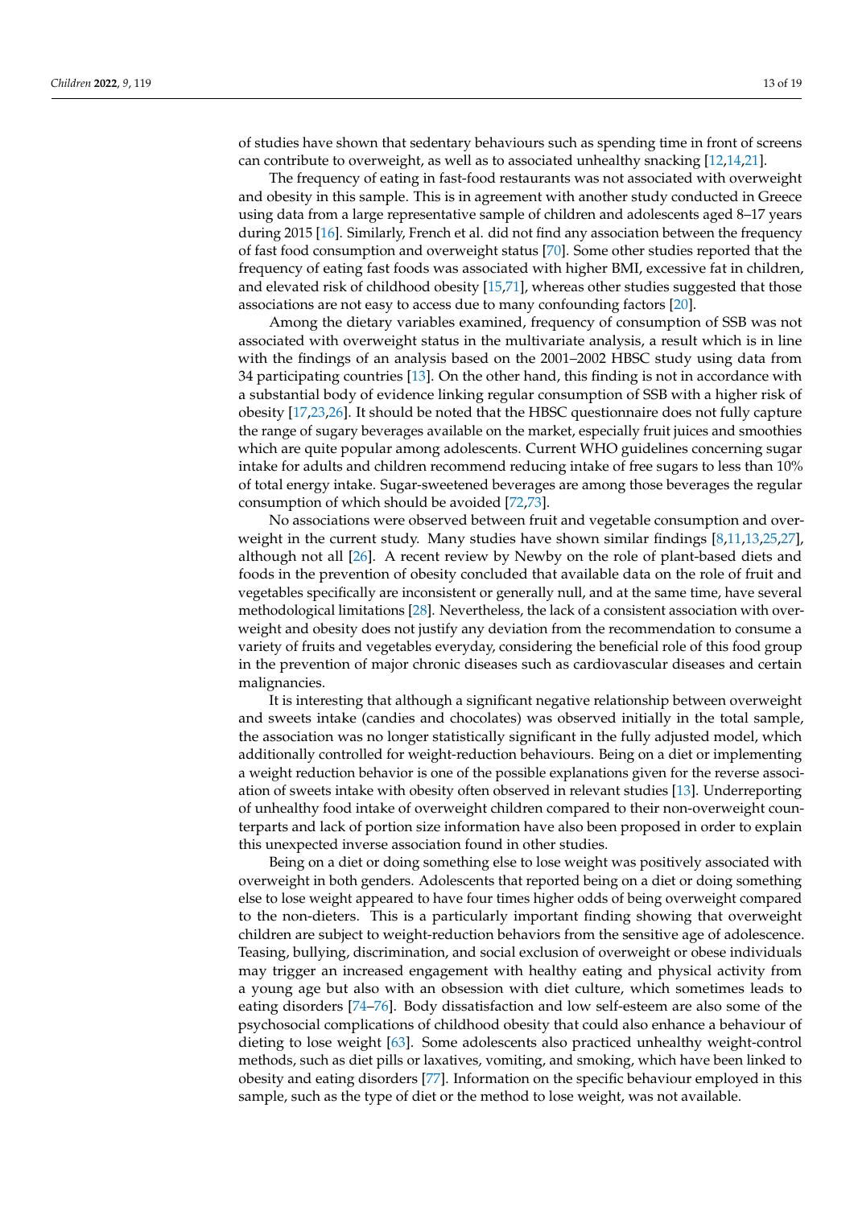of studies have shown that sedentary behaviours such as spending time in front of screens can contribute to overweight, as well as to associated unhealthy snacking [12,14,21].

The frequency of eating in fast-food restaurants was not associated with overweight and obesity in this sample. This is in agreement with another study conducted in Greece using data from a large representative sample of children and adolescents aged 8–17 years during 2015 [16]. Similarly, French et al. did not find any association between the frequency of fast food consumption and overweight status [70]. Some other studies reported that the frequency of eating fast foods was associated with higher BMI, excessive fat in children, and elevated risk of childhood obesity [15,71], whereas other studies suggested that those associations are not easy to access due to many confounding factors [20].

Among the dietary variables examined, frequency of consumption of SSB was not associated with overweight status in the multivariate analysis, a result which is in line with the findings of an analysis based on the 2001–2002 HBSC study using data from 34 participating countries [13]. On the other hand, this finding is not in accordance with a substantial body of evidence linking regular consumption of SSB with a higher risk of obesity [17,23,26]. It should be noted that the HBSC questionnaire does not fully capture the range of sugary beverages available on the market, especially fruit juices and smoothies which are quite popular among adolescents. Current WHO guidelines concerning sugar intake for adults and children recommend reducing intake of free sugars to less than 10% of total energy intake. Sugar-sweetened beverages are among those beverages the regular consumption of which should be avoided [72,73].

No associations were observed between fruit and vegetable consumption and overweight in the current study. Many studies have shown similar findings [8,11,13,25,27], although not all [26]. A recent review by Newby on the role of plant-based diets and foods in the prevention of obesity concluded that available data on the role of fruit and vegetables specifically are inconsistent or generally null, and at the same time, have several methodological limitations [28]. Nevertheless, the lack of a consistent association with overweight and obesity does not justify any deviation from the recommendation to consume a variety of fruits and vegetables everyday, considering the beneficial role of this food group in the prevention of major chronic diseases such as cardiovascular diseases and certain malignancies.

It is interesting that although a significant negative relationship between overweight and sweets intake (candies and chocolates) was observed initially in the total sample, the association was no longer statistically significant in the fully adjusted model, which additionally controlled for weight-reduction behaviours. Being on a diet or implementing a weight reduction behavior is one of the possible explanations given for the reverse association of sweets intake with obesity often observed in relevant studies [13]. Underreporting of unhealthy food intake of overweight children compared to their non-overweight counterparts and lack of portion size information have also been proposed in order to explain this unexpected inverse association found in other studies.

Being on a diet or doing something else to lose weight was positively associated with overweight in both genders. Adolescents that reported being on a diet or doing something else to lose weight appeared to have four times higher odds of being overweight compared to the non-dieters. This is a particularly important finding showing that overweight children are subject to weight-reduction behaviors from the sensitive age of adolescence. Teasing, bullying, discrimination, and social exclusion of overweight or obese individuals may trigger an increased engagement with healthy eating and physical activity from a young age but also with an obsession with diet culture, which sometimes leads to eating disorders [74–76]. Body dissatisfaction and low self-esteem are also some of the psychosocial complications of childhood obesity that could also enhance a behaviour of dieting to lose weight [63]. Some adolescents also practiced unhealthy weight-control methods, such as diet pills or laxatives, vomiting, and smoking, which have been linked to obesity and eating disorders [77]. Information on the specific behaviour employed in this sample, such as the type of diet or the method to lose weight, was not available.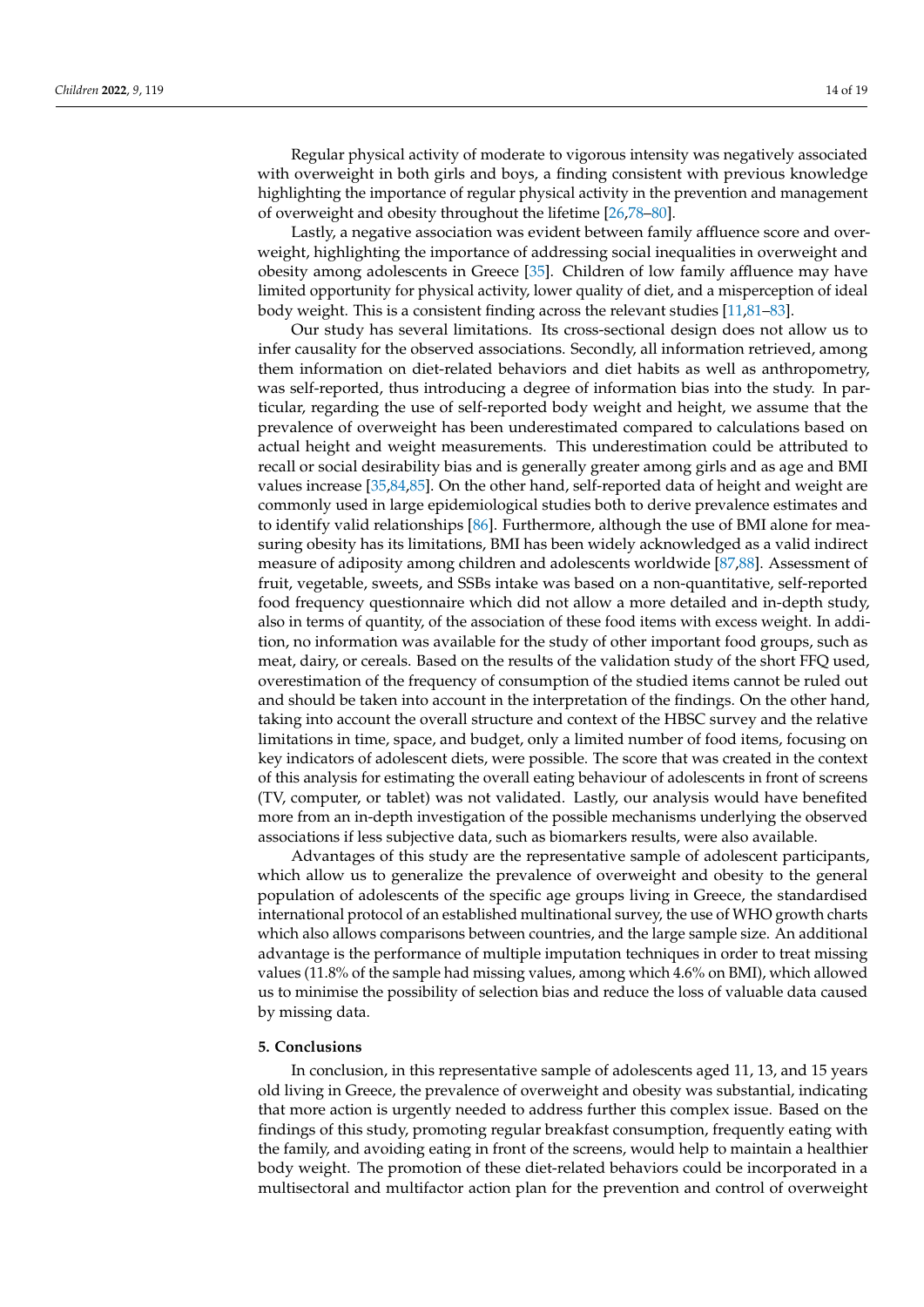Regular physical activity of moderate to vigorous intensity was negatively associated with overweight in both girls and boys, a finding consistent with previous knowledge highlighting the importance of regular physical activity in the prevention and management of overweight and obesity throughout the lifetime [26,78–80].

Lastly, a negative association was evident between family affluence score and overweight, highlighting the importance of addressing social inequalities in overweight and obesity among adolescents in Greece [35]. Children of low family affluence may have limited opportunity for physical activity, lower quality of diet, and a misperception of ideal body weight. This is a consistent finding across the relevant studies [11,81–83].

Our study has several limitations. Its cross-sectional design does not allow us to infer causality for the observed associations. Secondly, all information retrieved, among them information on diet-related behaviors and diet habits as well as anthropometry, was self-reported, thus introducing a degree of information bias into the study. In particular, regarding the use of self-reported body weight and height, we assume that the prevalence of overweight has been underestimated compared to calculations based on actual height and weight measurements. This underestimation could be attributed to recall or social desirability bias and is generally greater among girls and as age and BMI values increase [35,84,85]. On the other hand, self-reported data of height and weight are commonly used in large epidemiological studies both to derive prevalence estimates and to identify valid relationships [86]. Furthermore, although the use of BMI alone for measuring obesity has its limitations, BMI has been widely acknowledged as a valid indirect measure of adiposity among children and adolescents worldwide [87,88]. Assessment of fruit, vegetable, sweets, and SSBs intake was based on a non-quantitative, self-reported food frequency questionnaire which did not allow a more detailed and in-depth study, also in terms of quantity, of the association of these food items with excess weight. In addition, no information was available for the study of other important food groups, such as meat, dairy, or cereals. Based on the results of the validation study of the short FFQ used, overestimation of the frequency of consumption of the studied items cannot be ruled out and should be taken into account in the interpretation of the findings. On the other hand, taking into account the overall structure and context of the HBSC survey and the relative limitations in time, space, and budget, only a limited number of food items, focusing on key indicators of adolescent diets, were possible. The score that was created in the context of this analysis for estimating the overall eating behaviour of adolescents in front of screens (TV, computer, or tablet) was not validated. Lastly, our analysis would have benefited more from an in-depth investigation of the possible mechanisms underlying the observed associations if less subjective data, such as biomarkers results, were also available.

Advantages of this study are the representative sample of adolescent participants, which allow us to generalize the prevalence of overweight and obesity to the general population of adolescents of the specific age groups living in Greece, the standardised international protocol of an established multinational survey, the use of WHO growth charts which also allows comparisons between countries, and the large sample size. An additional advantage is the performance of multiple imputation techniques in order to treat missing values (11.8% of the sample had missing values, among which 4.6% on BMI), which allowed us to minimise the possibility of selection bias and reduce the loss of valuable data caused by missing data.

## 5. Conclusions

In conclusion, in this representative sample of adolescents aged 11, 13, and 15 years old living in Greece, the prevalence of overweight and obesity was substantial, indicating that more action is urgently needed to address further this complex issue. Based on the findings of this study, promoting regular breakfast consumption, frequently eating with the family, and avoiding eating in front of the screens, would help to maintain a healthier body weight. The promotion of these diet-related behaviors could be incorporated in a multisectoral and multifactor action plan for the prevention and control of overweight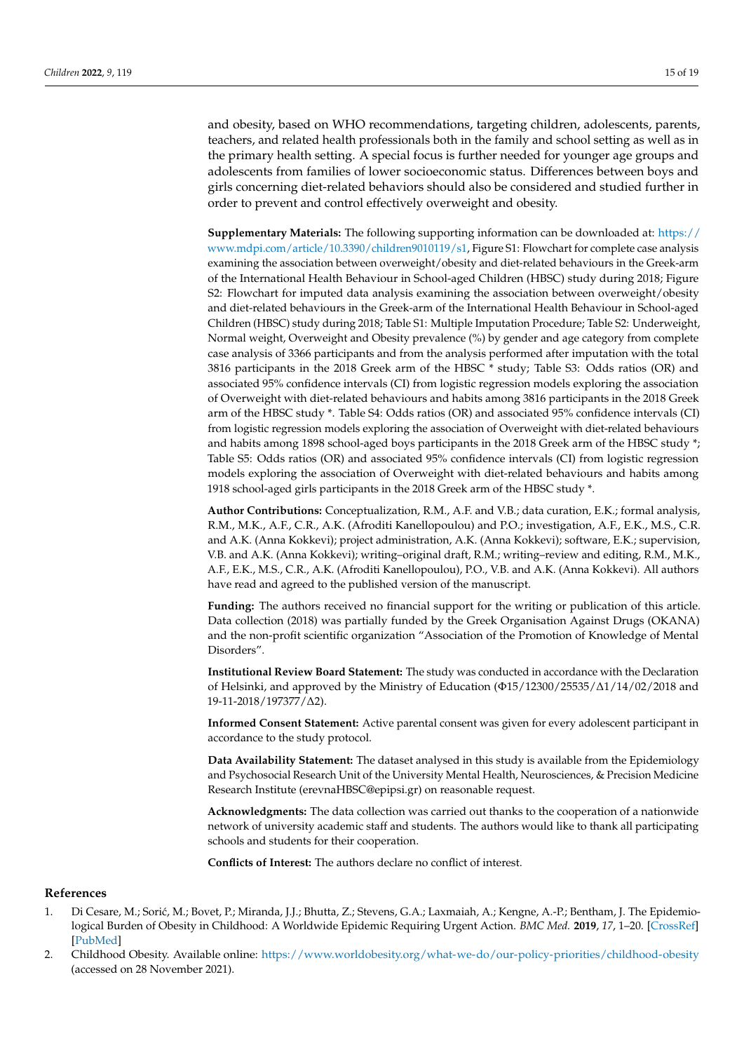and obesity, based on WHO recommendations, targeting children, adolescents, parents, teachers, and related health professionals both in the family and school setting as well as in the primary health setting. A special focus is further needed for younger age groups and adolescents from families of lower socioeconomic status. Differences between boys and girls concerning diet-related behaviors should also be considered and studied further in order to prevent and control effectively overweight and obesity.

**Supplementary Materials:** The following supporting information can be downloaded at: https://www.mdpi.com/article/10.3390/children9010119/s1, Figure S1: Flowchart for complete case analysis examining the association between overweight/obesity and diet-related behaviours in the Greek-arm of the International Health Behaviour in School-aged Children (HBSC) study during 2018; Figure S2: Flowchart for imputed data analysis examining the association between overweight/obesity and diet-related behaviours in the Greek-arm of the International Health Behaviour in School-aged Children (HBSC) study during 2018; Table S1: Multiple Imputation Procedure; Table S2: Underweight, Normal weight, Overweight and Obesity prevalence (%) by gender and age category from complete case analysis of 3366 participants and from the analysis performed after imputation with the total 3816 participants in the 2018 Greek arm of the HBSC * study; Table S3: Odds ratios (OR) and associated 95% confidence intervals (CI) from logistic regression models exploring the association of Overweight with diet-related behaviours and habits among 3816 participants in the 2018 Greek arm of the HBSC study *. Table S4: Odds ratios (OR) and associated 95% confidence intervals (CI) from logistic regression models exploring the association of Overweight with diet-related behaviours and habits among 1898 school-aged boys participants in the 2018 Greek arm of the HBSC study *; Table S5: Odds ratios (OR) and associated 95% confidence intervals (CI) from logistic regression models exploring the association of Overweight with diet-related behaviours and habits among 1918 school-aged girls participants in the 2018 Greek arm of the HBSC study *.

**Author Contributions:** Conceptualization, R.M., A.F. and V.B.; data curation, E.K.; formal analysis, R.M., M.K., A.F., C.R., A.K. (Afroditi Kanellopoulou) and P.O.; investigation, A.F., E.K., M.S., C.R. and A.K. (Anna Kokkevi); project administration, A.K. (Anna Kokkevi); software, E.K.; supervision, V.B. and A.K. (Anna Kokkevi); writing–original draft, R.M.; writing–review and editing, R.M., M.K., A.F., E.K., M.S., C.R., A.K. (Afroditi Kanellopoulou), P.O., V.B. and A.K. (Anna Kokkevi). All authors have read and agreed to the published version of the manuscript.

**Funding:** The authors received no financial support for the writing or publication of this article. Data collection (2018) was partially funded by the Greek Organisation Against Drugs (OKANA) and the non-profit scientific organization "Association of the Promotion of Knowledge of Mental Disorders".

**Institutional Review Board Statement:** The study was conducted in accordance with the Declaration of Helsinki, and approved by the Ministry of Education (Φ15/12300/25535/Δ1/14/02/2018 and 19-11-2018/197377/Δ2).

**Informed Consent Statement:** Active parental consent was given for every adolescent participant in accordance to the study protocol.

**Data Availability Statement:** The dataset analysed in this study is available from the Epidemiology and Psychosocial Research Unit of the University Mental Health, Neurosciences, & Precision Medicine Research Institute (erevnaHBSC@epipsi.gr) on reasonable request.

**Acknowledgments:** The data collection was carried out thanks to the cooperation of a nationwide network of university academic staff and students. The authors would like to thank all participating schools and students for their cooperation.

**Conflicts of Interest:** The authors declare no conflict of interest.

## References

1. Di Cesare, M.; Sorić, M.; Bovet, P.; Miranda, J.J.; Bhutta, Z.; Stevens, G.A.; Laxmaiah, A.; Kengne, A.-P.; Bentham, J. The Epidemiological Burden of Obesity in Childhood: A Worldwide Epidemic Requiring Urgent Action. *BMC Med.* **2019**, *17*, 1–20. [CrossRef] [PubMed]
2. Childhood Obesity. Available online: https://www.worldobesity.org/what-we-do/our-policy-priorities/childhood-obesity (accessed on 28 November 2021).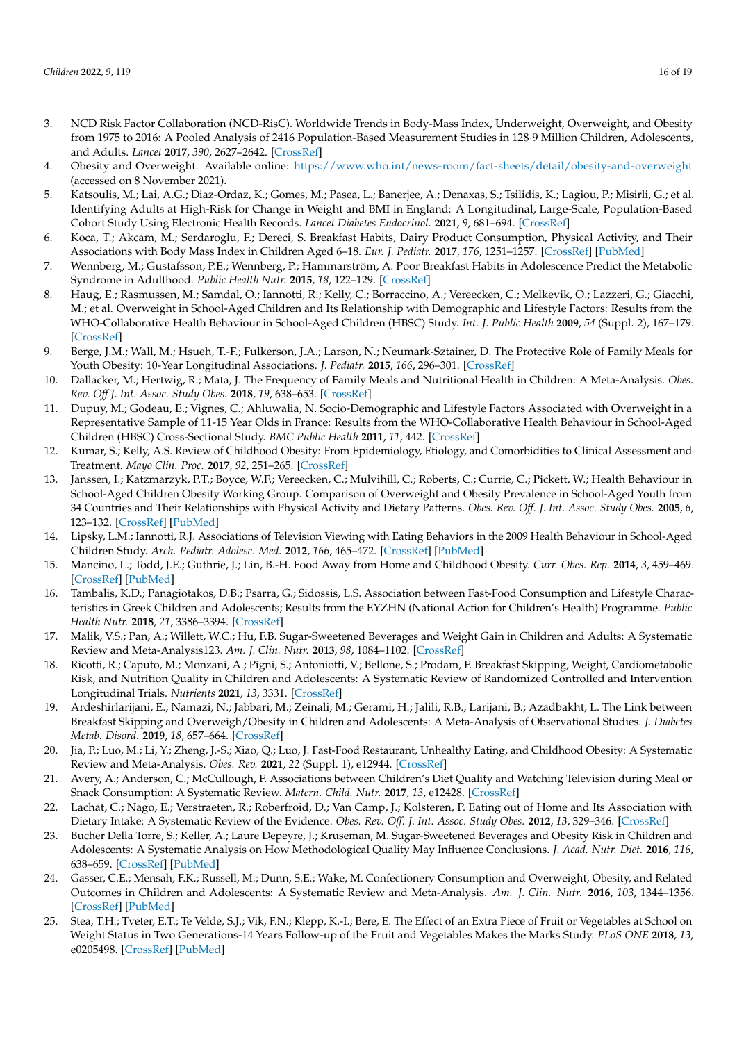3. NCD Risk Factor Collaboration (NCD-RisC). Worldwide Trends in Body-Mass Index, Underweight, Overweight, and Obesity from 1975 to 2016: A Pooled Analysis of 2416 Population-Based Measurement Studies in 128·9 Million Children, Adolescents, and Adults. *Lancet* **2017**, *390*, 2627–2642. [CrossRef]
4. Obesity and Overweight. Available online: https://www.who.int/news-room/fact-sheets/detail/obesity-and-overweight (accessed on 8 November 2021).
5. Katsoulis, M.; Lai, A.G.; Diaz-Ordaz, K.; Gomes, M.; Pasea, L.; Banerjee, A.; Denaxas, S.; Tsilidis, K.; Lagiou, P.; Misirli, G.; et al. Identifying Adults at High-Risk for Change in Weight and BMI in England: A Longitudinal, Large-Scale, Population-Based Cohort Study Using Electronic Health Records. *Lancet Diabetes Endocrinol.* **2021**, *9*, 681–694. [CrossRef]
6. Koca, T.; Akcam, M.; Serdaroglu, F.; Dereci, S. Breakfast Habits, Dairy Product Consumption, Physical Activity, and Their Associations with Body Mass Index in Children Aged 6–18. *Eur. J. Pediatr.* **2017**, *176*, 1251–1257. [CrossRef] [PubMed]
7. Wennberg, M.; Gustafsson, P.E.; Wennberg, P.; Hammarström, A. Poor Breakfast Habits in Adolescence Predict the Metabolic Syndrome in Adulthood. *Public Health Nutr.* **2015**, *18*, 122–129. [CrossRef]
8. Haug, E.; Rasmussen, M.; Samdal, O.; Iannotti, R.; Kelly, C.; Borraccino, A.; Vereecken, C.; Melkevik, O.; Lazzeri, G.; Giacchi, M.; et al. Overweight in School-Aged Children and Its Relationship with Demographic and Lifestyle Factors: Results from the WHO-Collaborative Health Behaviour in School-Aged Children (HBSC) Study. *Int. J. Public Health* **2009**, *54* (Suppl. 2), 167–179. [CrossRef]
9. Berge, J.M.; Wall, M.; Hsueh, T.-F.; Fulkerson, J.A.; Larson, N.; Neumark-Sztainer, D. The Protective Role of Family Meals for Youth Obesity: 10-Year Longitudinal Associations. *J. Pediatr.* **2015**, *166*, 296–301. [CrossRef]
10. Dallacker, M.; Hertwig, R.; Mata, J. The Frequency of Family Meals and Nutritional Health in Children: A Meta-Analysis. *Obes. Rev. Off J. Int. Assoc. Study Obes.* **2018**, *19*, 638–653. [CrossRef]
11. Dupuy, M.; Godeau, E.; Vignes, C.; Ahluwalia, N. Socio-Demographic and Lifestyle Factors Associated with Overweight in a Representative Sample of 11-15 Year Olds in France: Results from the WHO-Collaborative Health Behaviour in School-Aged Children (HBSC) Cross-Sectional Study. *BMC Public Health* **2011**, *11*, 442. [CrossRef]
12. Kumar, S.; Kelly, A.S. Review of Childhood Obesity: From Epidemiology, Etiology, and Comorbidities to Clinical Assessment and Treatment. *Mayo Clin. Proc.* **2017**, *92*, 251–265. [CrossRef]
13. Janssen, I.; Katzmarzyk, P.T.; Boyce, W.F.; Vereecken, C.; Mulvihill, C.; Roberts, C.; Currie, C.; Pickett, W.; Health Behaviour in School-Aged Children Obesity Working Group. Comparison of Overweight and Obesity Prevalence in School-Aged Youth from 34 Countries and Their Relationships with Physical Activity and Dietary Patterns. *Obes. Rev. Off. J. Int. Assoc. Study Obes.* **2005**, *6*, 123–132. [CrossRef] [PubMed]
14. Lipsky, L.M.; Iannotti, R.J. Associations of Television Viewing with Eating Behaviors in the 2009 Health Behaviour in School-Aged Children Study. *Arch. Pediatr. Adolesc. Med.* **2012**, *166*, 465–472. [CrossRef] [PubMed]
15. Mancino, L.; Todd, J.E.; Guthrie, J.; Lin, B.-H. Food Away from Home and Childhood Obesity. *Curr. Obes. Rep.* **2014**, *3*, 459–469. [CrossRef] [PubMed]
16. Tambalis, K.D.; Panagiotakos, D.B.; Psarra, G.; Sidossis, L.S. Association between Fast-Food Consumption and Lifestyle Characteristics in Greek Children and Adolescents; Results from the EYZHN (National Action for Children's Health) Programme. *Public Health Nutr.* **2018**, *21*, 3386–3394. [CrossRef]
17. Malik, V.S.; Pan, A.; Willett, W.C.; Hu, F.B. Sugar-Sweetened Beverages and Weight Gain in Children and Adults: A Systematic Review and Meta-Analysis123. *Am. J. Clin. Nutr.* **2013**, *98*, 1084–1102. [CrossRef]
18. Ricotti, R.; Caputo, M.; Monzani, A.; Pigni, S.; Antoniotti, V.; Bellone, S.; Prodam, F. Breakfast Skipping, Weight, Cardiometabolic Risk, and Nutrition Quality in Children and Adolescents: A Systematic Review of Randomized Controlled and Intervention Longitudinal Trials. *Nutrients* **2021**, *13*, 3331. [CrossRef]
19. Ardeshirlarijani, E.; Namazi, N.; Jabbari, M.; Zeinali, M.; Gerami, H.; Jalili, R.B.; Larijani, B.; Azadbakht, L. The Link between Breakfast Skipping and Overweigh/Obesity in Children and Adolescents: A Meta-Analysis of Observational Studies. *J. Diabetes Metab. Disord.* **2019**, *18*, 657–664. [CrossRef]
20. Jia, P.; Luo, M.; Li, Y.; Zheng, J.-S.; Xiao, Q.; Luo, J. Fast-Food Restaurant, Unhealthy Eating, and Childhood Obesity: A Systematic Review and Meta-Analysis. *Obes. Rev.* **2021**, *22* (Suppl. 1), e12944. [CrossRef]
21. Avery, A.; Anderson, C.; McCullough, F. Associations between Children's Diet Quality and Watching Television during Meal or Snack Consumption: A Systematic Review. *Matern. Child. Nutr.* **2017**, *13*, e12428. [CrossRef]
22. Lachat, C.; Nago, E.; Verstraeten, R.; Roberfroid, D.; Van Camp, J.; Kolsteren, P. Eating out of Home and Its Association with Dietary Intake: A Systematic Review of the Evidence. *Obes. Rev. Off. J. Int. Assoc. Study Obes.* **2012**, *13*, 329–346. [CrossRef]
23. Bucher Della Torre, S.; Keller, A.; Laure Depeyre, J.; Kruseman, M. Sugar-Sweetened Beverages and Obesity Risk in Children and Adolescents: A Systematic Analysis on How Methodological Quality May Influence Conclusions. *J. Acad. Nutr. Diet.* **2016**, *116*, 638–659. [CrossRef] [PubMed]
24. Gasser, C.E.; Mensah, F.K.; Russell, M.; Dunn, S.E.; Wake, M. Confectionery Consumption and Overweight, Obesity, and Related Outcomes in Children and Adolescents: A Systematic Review and Meta-Analysis. *Am. J. Clin. Nutr.* **2016**, *103*, 1344–1356. [CrossRef] [PubMed]
25. Stea, T.H.; Tveter, E.T.; Te Velde, S.J.; Vik, F.N.; Klepp, K.-I.; Bere, E. The Effect of an Extra Piece of Fruit or Vegetables at School on Weight Status in Two Generations-14 Years Follow-up of the Fruit and Vegetables Makes the Marks Study. *PLoS ONE* **2018**, *13*, e0205498. [CrossRef] [PubMed]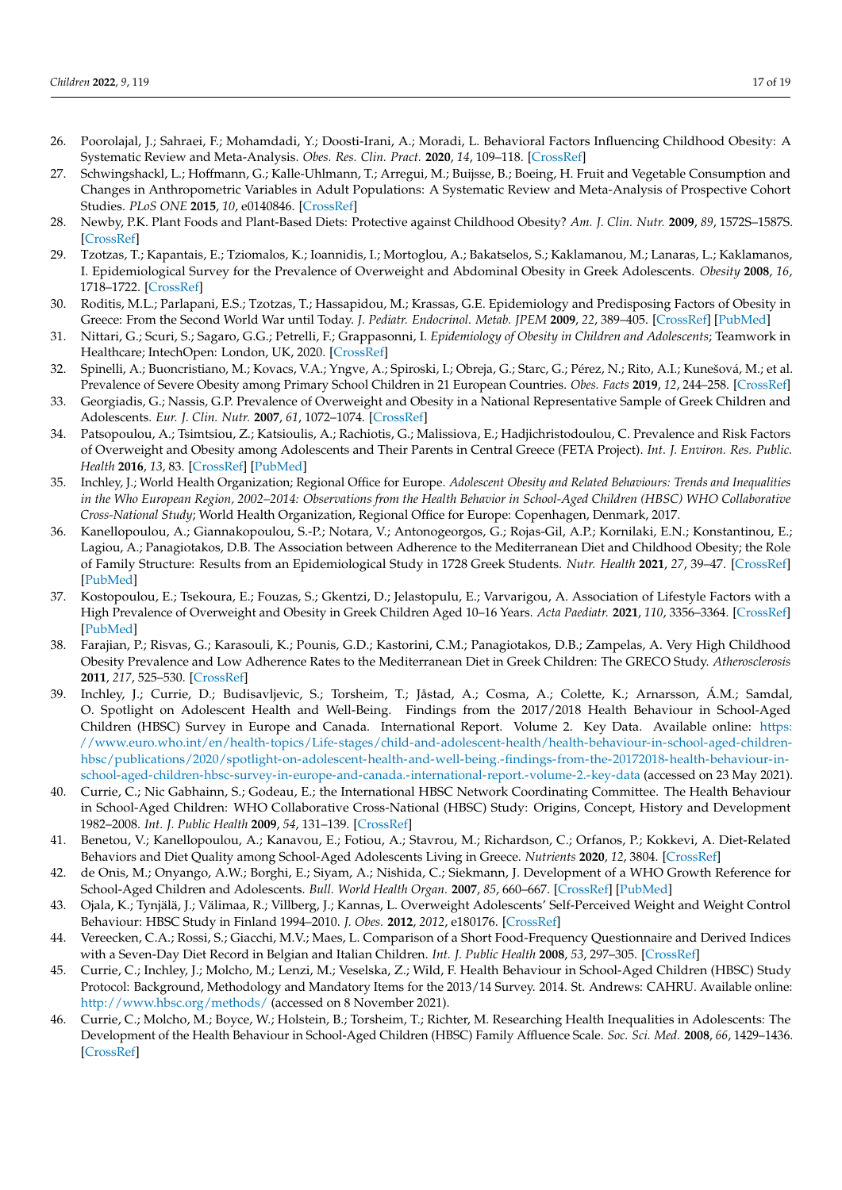26. Poorolajal, J.; Sahraei, F.; Mohamdadi, Y.; Doosti-Irani, A.; Moradi, L. Behavioral Factors Influencing Childhood Obesity: A Systematic Review and Meta-Analysis. *Obes. Res. Clin. Pract.* **2020**, *14*, 109–118. [CrossRef]
27. Schwingshackl, L.; Hoffmann, G.; Kalle-Uhlmann, T.; Arregui, M.; Buijsse, B.; Boeing, H. Fruit and Vegetable Consumption and Changes in Anthropometric Variables in Adult Populations: A Systematic Review and Meta-Analysis of Prospective Cohort Studies. *PLoS ONE* **2015**, *10*, e0140846. [CrossRef]
28. Newby, P.K. Plant Foods and Plant-Based Diets: Protective against Childhood Obesity? *Am. J. Clin. Nutr.* **2009**, *89*, 1572S–1587S. [CrossRef]
29. Tzotzas, T.; Kapantais, E.; Tziomalos, K.; Ioannidis, I.; Mortoglou, A.; Bakatselos, S.; Kaklamanou, M.; Lanaras, L.; Kaklamanos, I. Epidemiological Survey for the Prevalence of Overweight and Abdominal Obesity in Greek Adolescents. *Obesity* **2008**, *16*, 1718–1722. [CrossRef]
30. Roditis, M.L.; Parlapani, E.S.; Tzotzas, T.; Hassapidou, M.; Krassas, G.E. Epidemiology and Predisposing Factors of Obesity in Greece: From the Second World War until Today. *J. Pediatr. Endocrinol. Metab. JPEM* **2009**, *22*, 389–405. [CrossRef] [PubMed]
31. Nittari, G.; Scuri, S.; Sagaro, G.G.; Petrelli, F.; Grappasonni, I. *Epidemiology of Obesity in Children and Adolescents*; Teamwork in Healthcare; IntechOpen: London, UK, 2020. [CrossRef]
32. Spinelli, A.; Buoncristiano, M.; Kovacs, V.A.; Yngve, A.; Spiroski, I.; Obreja, G.; Starc, G.; Pérez, N.; Rito, A.I.; Kunešová, M.; et al. Prevalence of Severe Obesity among Primary School Children in 21 European Countries. *Obes. Facts* **2019**, *12*, 244–258. [CrossRef]
33. Georgiadis, G.; Nassis, G.P. Prevalence of Overweight and Obesity in a National Representative Sample of Greek Children and Adolescents. *Eur. J. Clin. Nutr.* **2007**, *61*, 1072–1074. [CrossRef]
34. Patsopoulou, A.; Tsimtsiou, Z.; Katsioulis, A.; Rachiotis, G.; Malissiova, E.; Hadjichristodoulou, C. Prevalence and Risk Factors of Overweight and Obesity among Adolescents and Their Parents in Central Greece (FETA Project). *Int. J. Environ. Res. Public. Health* **2016**, *13*, 83. [CrossRef] [PubMed]
35. Inchley, J.; World Health Organization; Regional Office for Europe. *Adolescent Obesity and Related Behaviours: Trends and Inequalities in the Who European Region, 2002–2014: Observations from the Health Behavior in School-Aged Children (HBSC) WHO Collaborative Cross-National Study*; World Health Organization, Regional Office for Europe: Copenhagen, Denmark, 2017.
36. Kanellopoulou, A.; Giannakopoulou, S.-P.; Notara, V.; Antonogeorgos, G.; Rojas-Gil, A.P.; Kornilaki, E.N.; Konstantinou, E.; Lagiou, A.; Panagiotakos, D.B. The Association between Adherence to the Mediterranean Diet and Childhood Obesity; the Role of Family Structure: Results from an Epidemiological Study in 1728 Greek Students. *Nutr. Health* **2021**, *27*, 39–47. [CrossRef] [PubMed]
37. Kostopoulou, E.; Tsekoura, E.; Fouzas, S.; Gkentzi, D.; Jelastopulu, E.; Varvarigou, A. Association of Lifestyle Factors with a High Prevalence of Overweight and Obesity in Greek Children Aged 10–16 Years. *Acta Paediatr.* **2021**, *110*, 3356–3364. [CrossRef] [PubMed]
38. Farajian, P.; Risvas, G.; Karasouli, K.; Pounis, G.D.; Kastorini, C.M.; Panagiotakos, D.B.; Zampelas, A. Very High Childhood Obesity Prevalence and Low Adherence Rates to the Mediterranean Diet in Greek Children: The GRECO Study. *Atherosclerosis* **2011**, *217*, 525–530. [CrossRef]
39. Inchley, J.; Currie, D.; Budisavljevic, S.; Torsheim, T.; Jåstad, A.; Cosma, A.; Colette, K.; Arnarsson, Á.M.; Samdal, O. Spotlight on Adolescent Health and Well-Being. Findings from the 2017/2018 Health Behaviour in School-Aged Children (HBSC) Survey in Europe and Canada. International Report. Volume 2. Key Data. Available online: https://www.euro.who.int/en/health-topics/Life-stages/child-and-adolescent-health/health-behaviour-in-school-aged-children-hbsc/publications/2020/spotlight-on-adolescent-health-and-well-being.-findings-from-the-20172018-health-behaviour-in-school-aged-children-hbsc-survey-in-europe-and-canada.-international-report.-volume-2.-key-data (accessed on 23 May 2021).
40. Currie, C.; Nic Gabhainn, S.; Godeau, E.; the International HBSC Network Coordinating Committee. The Health Behaviour in School-Aged Children: WHO Collaborative Cross-National (HBSC) Study: Origins, Concept, History and Development 1982–2008. *Int. J. Public Health* **2009**, *54*, 131–139. [CrossRef]
41. Benetou, V.; Kanellopoulou, A.; Kanavou, E.; Fotiou, A.; Stavrou, M.; Richardson, C.; Orfanos, P.; Kokkevi, A. Diet-Related Behaviors and Diet Quality among School-Aged Adolescents Living in Greece. *Nutrients* **2020**, *12*, 3804. [CrossRef]
42. de Onis, M.; Onyango, A.W.; Borghi, E.; Siyam, A.; Nishida, C.; Siekmann, J. Development of a WHO Growth Reference for School-Aged Children and Adolescents. *Bull. World Health Organ.* **2007**, *85*, 660–667. [CrossRef] [PubMed]
43. Ojala, K.; Tynjälä, J.; Välimaa, R.; Villberg, J.; Kannas, L. Overweight Adolescents' Self-Perceived Weight and Weight Control Behaviour: HBSC Study in Finland 1994–2010. *J. Obes.* **2012**, *2012*, e180176. [CrossRef]
44. Vereecken, C.A.; Rossi, S.; Giacchi, M.V.; Maes, L. Comparison of a Short Food-Frequency Questionnaire and Derived Indices with a Seven-Day Diet Record in Belgian and Italian Children. *Int. J. Public Health* **2008**, *53*, 297–305. [CrossRef]
45. Currie, C.; Inchley, J.; Molcho, M.; Lenzi, M.; Veselska, Z.; Wild, F. Health Behaviour in School-Aged Children (HBSC) Study Protocol: Background, Methodology and Mandatory Items for the 2013/14 Survey. 2014. St. Andrews: CAHRU. Available online: http://www.hbsc.org/methods/ (accessed on 8 November 2021).
46. Currie, C.; Molcho, M.; Boyce, W.; Holstein, B.; Torsheim, T.; Richter, M. Researching Health Inequalities in Adolescents: The Development of the Health Behaviour in School-Aged Children (HBSC) Family Affluence Scale. *Soc. Sci. Med.* **2008**, *66*, 1429–1436. [CrossRef]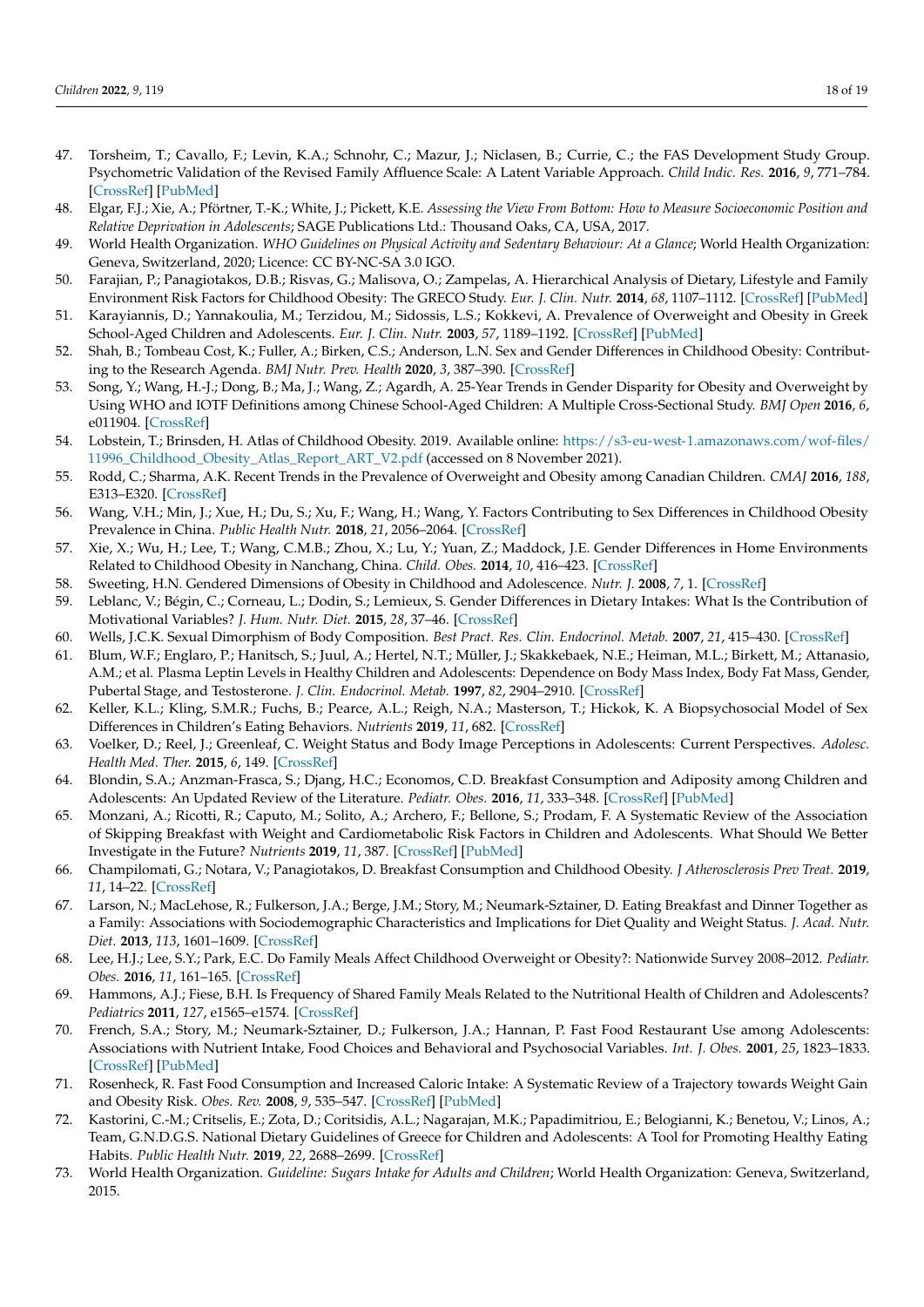47. Torsheim, T.; Cavallo, F.; Levin, K.A.; Schnohr, C.; Mazur, J.; Niclasen, B.; Currie, C.; the FAS Development Study Group. Psychometric Validation of the Revised Family Affluence Scale: A Latent Variable Approach. *Child Indic. Res.* **2016**, *9*, 771–784. [CrossRef] [PubMed]
48. Elgar, F.J.; Xie, A.; Pförtner, T.-K.; White, J.; Pickett, K.E. *Assessing the View From Bottom: How to Measure Socioeconomic Position and Relative Deprivation in Adolescents*; SAGE Publications Ltd.: Thousand Oaks, CA, USA, 2017.
49. World Health Organization. *WHO Guidelines on Physical Activity and Sedentary Behaviour: At a Glance*; World Health Organization: Geneva, Switzerland, 2020; Licence: CC BY-NC-SA 3.0 IGO.
50. Farajian, P.; Panagiotakos, D.B.; Risvas, G.; Malisova, O.; Zampelas, A. Hierarchical Analysis of Dietary, Lifestyle and Family Environment Risk Factors for Childhood Obesity: The GRECO Study. *Eur. J. Clin. Nutr.* **2014**, *68*, 1107–1112. [CrossRef] [PubMed]
51. Karayiannis, D.; Yannakoulia, M.; Terzidou, M.; Sidossis, L.S.; Kokkevi, A. Prevalence of Overweight and Obesity in Greek School-Aged Children and Adolescents. *Eur. J. Clin. Nutr.* **2003**, *57*, 1189–1192. [CrossRef] [PubMed]
52. Shah, B.; Tombeau Cost, K.; Fuller, A.; Birken, C.S.; Anderson, L.N. Sex and Gender Differences in Childhood Obesity: Contributing to the Research Agenda. *BMJ Nutr. Prev. Health* **2020**, *3*, 387–390. [CrossRef]
53. Song, Y.; Wang, H.-J.; Dong, B.; Ma, J.; Wang, Z.; Agardh, A. 25-Year Trends in Gender Disparity for Obesity and Overweight by Using WHO and IOTF Definitions among Chinese School-Aged Children: A Multiple Cross-Sectional Study. *BMJ Open* **2016**, *6*, e011904. [CrossRef]
54. Lobstein, T.; Brinsden, H. Atlas of Childhood Obesity. 2019. Available online: https://s3-eu-west-1.amazonaws.com/wof-files/11996_Childhood_Obesity_Atlas_Report_ART_V2.pdf (accessed on 8 November 2021).
55. Rodd, C.; Sharma, A.K. Recent Trends in the Prevalence of Overweight and Obesity among Canadian Children. *CMAJ* **2016**, *188*, E313–E320. [CrossRef]
56. Wang, V.H.; Min, J.; Xue, H.; Du, S.; Xu, F.; Wang, H.; Wang, Y. Factors Contributing to Sex Differences in Childhood Obesity Prevalence in China. *Public Health Nutr.* **2018**, *21*, 2056–2064. [CrossRef]
57. Xie, X.; Wu, H.; Lee, T.; Wang, C.M.B.; Zhou, X.; Lu, Y.; Yuan, Z.; Maddock, J.E. Gender Differences in Home Environments Related to Childhood Obesity in Nanchang, China. *Child. Obes.* **2014**, *10*, 416–423. [CrossRef]
58. Sweeting, H.N. Gendered Dimensions of Obesity in Childhood and Adolescence. *Nutr. J.* **2008**, *7*, 1. [CrossRef]
59. Leblanc, V.; Bégin, C.; Corneau, L.; Dodin, S.; Lemieux, S. Gender Differences in Dietary Intakes: What Is the Contribution of Motivational Variables? *J. Hum. Nutr. Diet.* **2015**, *28*, 37–46. [CrossRef]
60. Wells, J.C.K. Sexual Dimorphism of Body Composition. *Best Pract. Res. Clin. Endocrinol. Metab.* **2007**, *21*, 415–430. [CrossRef]
61. Blum, W.F.; Englaro, P.; Hanitsch, S.; Juul, A.; Hertel, N.T.; Müller, J.; Skakkebaek, N.E.; Heiman, M.L.; Birkett, M.; Attanasio, A.M.; et al. Plasma Leptin Levels in Healthy Children and Adolescents: Dependence on Body Mass Index, Body Fat Mass, Gender, Pubertal Stage, and Testosterone. *J. Clin. Endocrinol. Metab.* **1997**, *82*, 2904–2910. [CrossRef]
62. Keller, K.L.; Kling, S.M.R.; Fuchs, B.; Pearce, A.L.; Reigh, N.A.; Masterson, T.; Hickok, K. A Biopsychosocial Model of Sex Differences in Children's Eating Behaviors. *Nutrients* **2019**, *11*, 682. [CrossRef]
63. Voelker, D.; Reel, J.; Greenleaf, C. Weight Status and Body Image Perceptions in Adolescents: Current Perspectives. *Adolesc. Health Med. Ther.* **2015**, *6*, 149. [CrossRef]
64. Blondin, S.A.; Anzman-Frasca, S.; Djang, H.C.; Economos, C.D. Breakfast Consumption and Adiposity among Children and Adolescents: An Updated Review of the Literature. *Pediatr. Obes.* **2016**, *11*, 333–348. [CrossRef] [PubMed]
65. Monzani, A.; Ricotti, R.; Caputo, M.; Solito, A.; Archero, F.; Bellone, S.; Prodam, F. A Systematic Review of the Association of Skipping Breakfast with Weight and Cardiometabolic Risk Factors in Children and Adolescents. What Should We Better Investigate in the Future? *Nutrients* **2019**, *11*, 387. [CrossRef] [PubMed]
66. Champilomati, G.; Notara, V.; Panagiotakos, D. Breakfast Consumption and Childhood Obesity. *J Atherosclerosis Prev Treat.* **2019**, *11*, 14–22. [CrossRef]
67. Larson, N.; MacLehose, R.; Fulkerson, J.A.; Berge, J.M.; Story, M.; Neumark-Sztainer, D. Eating Breakfast and Dinner Together as a Family: Associations with Sociodemographic Characteristics and Implications for Diet Quality and Weight Status. *J. Acad. Nutr. Diet.* **2013**, *113*, 1601–1609. [CrossRef]
68. Lee, H.J.; Lee, S.Y.; Park, E.C. Do Family Meals Affect Childhood Overweight or Obesity?: Nationwide Survey 2008–2012. *Pediatr. Obes.* **2016**, *11*, 161–165. [CrossRef]
69. Hammons, A.J.; Fiese, B.H. Is Frequency of Shared Family Meals Related to the Nutritional Health of Children and Adolescents? *Pediatrics* **2011**, *127*, e1565–e1574. [CrossRef]
70. French, S.A.; Story, M.; Neumark-Sztainer, D.; Fulkerson, J.A.; Hannan, P. Fast Food Restaurant Use among Adolescents: Associations with Nutrient Intake, Food Choices and Behavioral and Psychosocial Variables. *Int. J. Obes.* **2001**, *25*, 1823–1833. [CrossRef] [PubMed]
71. Rosenheck, R. Fast Food Consumption and Increased Caloric Intake: A Systematic Review of a Trajectory towards Weight Gain and Obesity Risk. *Obes. Rev.* **2008**, *9*, 535–547. [CrossRef] [PubMed]
72. Kastorini, C.-M.; Critselis, E.; Zota, D.; Coritsidis, A.L.; Nagarajan, M.K.; Papadimitriou, E.; Belogianni, K.; Benetou, V.; Linos, A.; Team, G.N.D.G.S. National Dietary Guidelines of Greece for Children and Adolescents: A Tool for Promoting Healthy Eating Habits. *Public Health Nutr.* **2019**, *22*, 2688–2699. [CrossRef]
73. World Health Organization. *Guideline: Sugars Intake for Adults and Children*; World Health Organization: Geneva, Switzerland, 2015.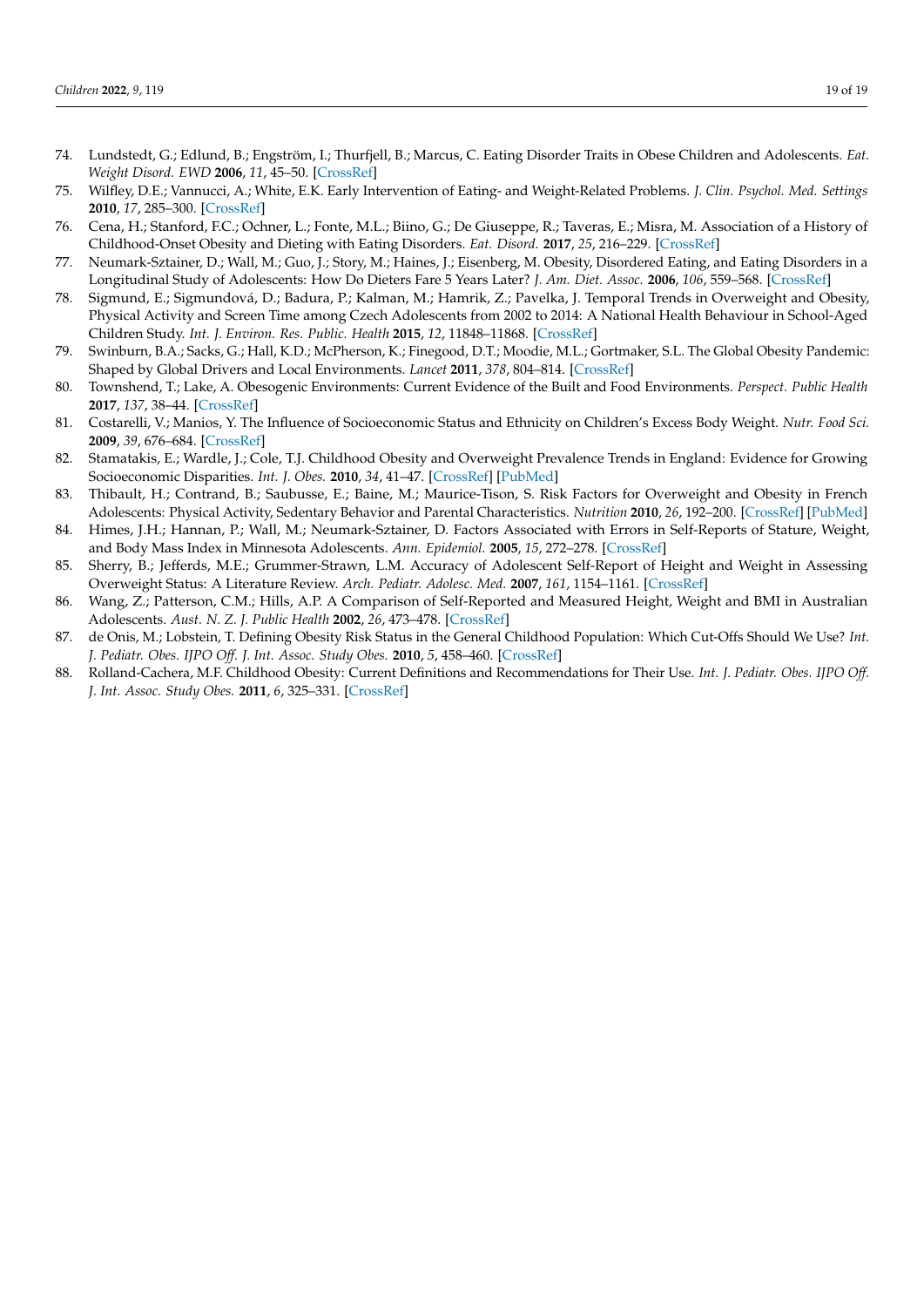74. Lundstedt, G.; Edlund, B.; Engström, I.; Thurfjell, B.; Marcus, C. Eating Disorder Traits in Obese Children and Adolescents. *Eat. Weight Disord. EWD* **2006**, *11*, 45–50. [CrossRef]
75. Wilfley, D.E.; Vannucci, A.; White, E.K. Early Intervention of Eating- and Weight-Related Problems. *J. Clin. Psychol. Med. Settings* **2010**, *17*, 285–300. [CrossRef]
76. Cena, H.; Stanford, F.C.; Ochner, L.; Fonte, M.L.; Biino, G.; De Giuseppe, R.; Taveras, E.; Misra, M. Association of a History of Childhood-Onset Obesity and Dieting with Eating Disorders. *Eat. Disord.* **2017**, *25*, 216–229. [CrossRef]
77. Neumark-Sztainer, D.; Wall, M.; Guo, J.; Story, M.; Haines, J.; Eisenberg, M. Obesity, Disordered Eating, and Eating Disorders in a Longitudinal Study of Adolescents: How Do Dieters Fare 5 Years Later? *J. Am. Diet. Assoc.* **2006**, *106*, 559–568. [CrossRef]
78. Sigmund, E.; Sigmundová, D.; Badura, P.; Kalman, M.; Hamrik, Z.; Pavelka, J. Temporal Trends in Overweight and Obesity, Physical Activity and Screen Time among Czech Adolescents from 2002 to 2014: A National Health Behaviour in School-Aged Children Study. *Int. J. Environ. Res. Public. Health* **2015**, *12*, 11848–11868. [CrossRef]
79. Swinburn, B.A.; Sacks, G.; Hall, K.D.; McPherson, K.; Finegood, D.T.; Moodie, M.L.; Gortmaker, S.L. The Global Obesity Pandemic: Shaped by Global Drivers and Local Environments. *Lancet* **2011**, *378*, 804–814. [CrossRef]
80. Townshend, T.; Lake, A. Obesogenic Environments: Current Evidence of the Built and Food Environments. *Perspect. Public Health* **2017**, *137*, 38–44. [CrossRef]
81. Costarelli, V.; Manios, Y. The Influence of Socioeconomic Status and Ethnicity on Children's Excess Body Weight. *Nutr. Food Sci.* **2009**, *39*, 676–684. [CrossRef]
82. Stamatakis, E.; Wardle, J.; Cole, T.J. Childhood Obesity and Overweight Prevalence Trends in England: Evidence for Growing Socioeconomic Disparities. *Int. J. Obes.* **2010**, *34*, 41–47. [CrossRef] [PubMed]
83. Thibault, H.; Contrand, B.; Saubusse, E.; Baine, M.; Maurice-Tison, S. Risk Factors for Overweight and Obesity in French Adolescents: Physical Activity, Sedentary Behavior and Parental Characteristics. *Nutrition* **2010**, *26*, 192–200. [CrossRef] [PubMed]
84. Himes, J.H.; Hannan, P.; Wall, M.; Neumark-Sztainer, D. Factors Associated with Errors in Self-Reports of Stature, Weight, and Body Mass Index in Minnesota Adolescents. *Ann. Epidemiol.* **2005**, *15*, 272–278. [CrossRef]
85. Sherry, B.; Jefferds, M.E.; Grummer-Strawn, L.M. Accuracy of Adolescent Self-Report of Height and Weight in Assessing Overweight Status: A Literature Review. *Arch. Pediatr. Adolesc. Med.* **2007**, *161*, 1154–1161. [CrossRef]
86. Wang, Z.; Patterson, C.M.; Hills, A.P. A Comparison of Self-Reported and Measured Height, Weight and BMI in Australian Adolescents. *Aust. N. Z. J. Public Health* **2002**, *26*, 473–478. [CrossRef]
87. de Onis, M.; Lobstein, T. Defining Obesity Risk Status in the General Childhood Population: Which Cut-Offs Should We Use? *Int. J. Pediatr. Obes. IJPO Off. J. Int. Assoc. Study Obes.* **2010**, *5*, 458–460. [CrossRef]
88. Rolland-Cachera, M.F. Childhood Obesity: Current Definitions and Recommendations for Their Use. *Int. J. Pediatr. Obes. IJPO Off. J. Int. Assoc. Study Obes.* **2011**, *6*, 325–331. [CrossRef]